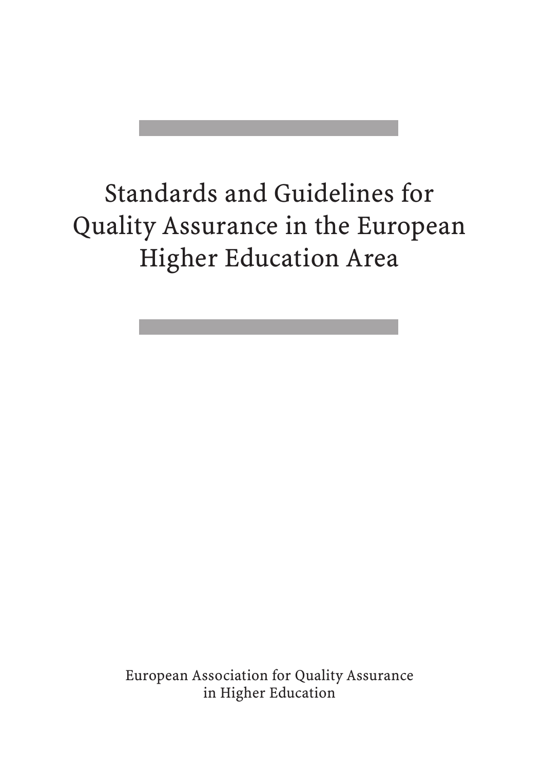# Standards and Guidelines for Quality Assurance in the European Higher Education Area

European Association for Quality Assurance in Higher Education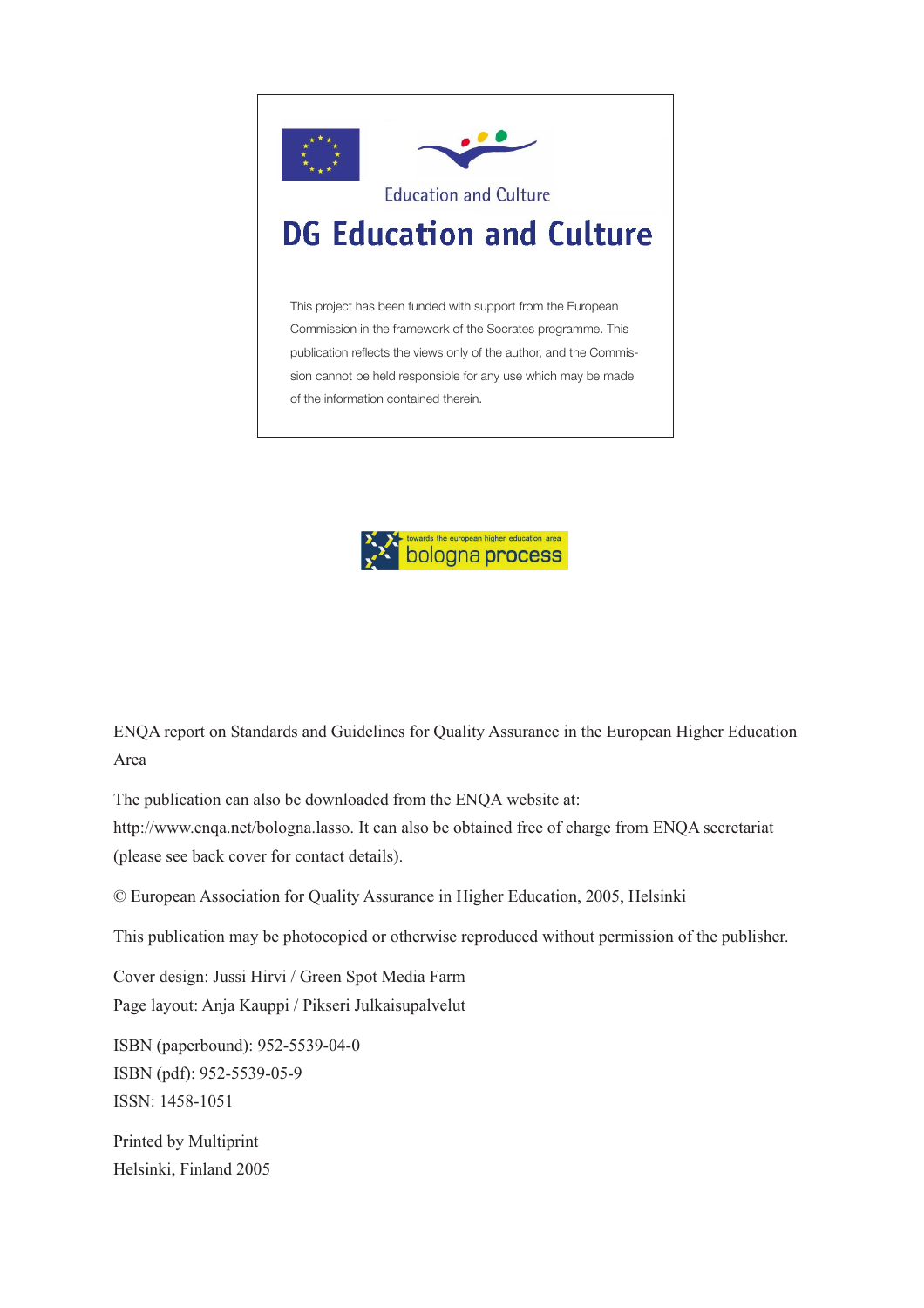Education and Culture

DG Education and Culture

This project has been funded with support from the European Commission in the framework of the Socrates programme. This publication reflects the views only of the author, and the Commission cannot be held responsible for any use which may be made of the information contained therein.

towards the european higher education area

bologna process

ENQA report on Standards and Guidelines for Quality Assurance in the European Higher Education Area

The publication can also be downloaded from the ENQA website at: http://www.enqa.net/bologna.lasso. It can also be obtained free of charge from ENQA secretariat (please see back cover for contact details).

© European Association for Quality Assurance in Higher Education, 2005, Helsinki

This publication may be photocopied or otherwise reproduced without permission of the publisher.

Cover design: Jussi Hirvi / Green Spot Media Farm
Page layout: Anja Kauppi / Pikseri Julkaisupalvelut

ISBN (paperbound): 952-5539-04-0
ISBN (pdf): 952-5539-05-9
ISSN: 1458-1051

Printed by Multiprint
Helsinki, Finland 2005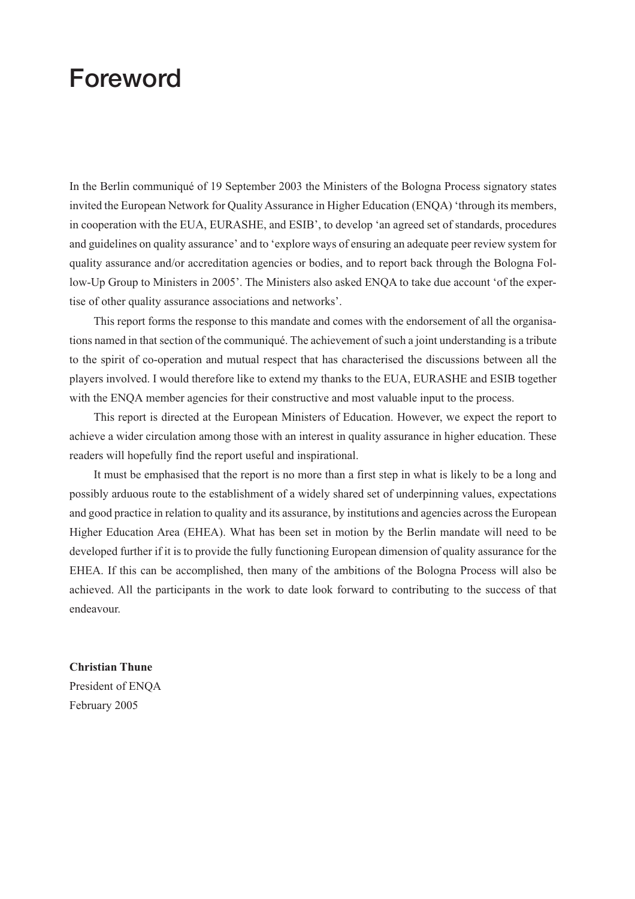# Foreword

In the Berlin communiqué of 19 September 2003 the Ministers of the Bologna Process signatory states invited the European Network for Quality Assurance in Higher Education (ENQA) 'through its members, in cooperation with the EUA, EURASHE, and ESIB', to develop 'an agreed set of standards, procedures and guidelines on quality assurance' and to 'explore ways of ensuring an adequate peer review system for quality assurance and/or accreditation agencies or bodies, and to report back through the Bologna Follow-Up Group to Ministers in 2005'. The Ministers also asked ENQA to take due account 'of the expertise of other quality assurance associations and networks'.

This report forms the response to this mandate and comes with the endorsement of all the organisations named in that section of the communiqué. The achievement of such a joint understanding is a tribute to the spirit of co-operation and mutual respect that has characterised the discussions between all the players involved. I would therefore like to extend my thanks to the EUA, EURASHE and ESIB together with the ENQA member agencies for their constructive and most valuable input to the process.

This report is directed at the European Ministers of Education. However, we expect the report to achieve a wider circulation among those with an interest in quality assurance in higher education. These readers will hopefully find the report useful and inspirational.

It must be emphasised that the report is no more than a first step in what is likely to be a long and possibly arduous route to the establishment of a widely shared set of underpinning values, expectations and good practice in relation to quality and its assurance, by institutions and agencies across the European Higher Education Area (EHEA). What has been set in motion by the Berlin mandate will need to be developed further if it is to provide the fully functioning European dimension of quality assurance for the EHEA. If this can be accomplished, then many of the ambitions of the Bologna Process will also be achieved. All the participants in the work to date look forward to contributing to the success of that endeavour.

**Christian Thune**
President of ENQA
February 2005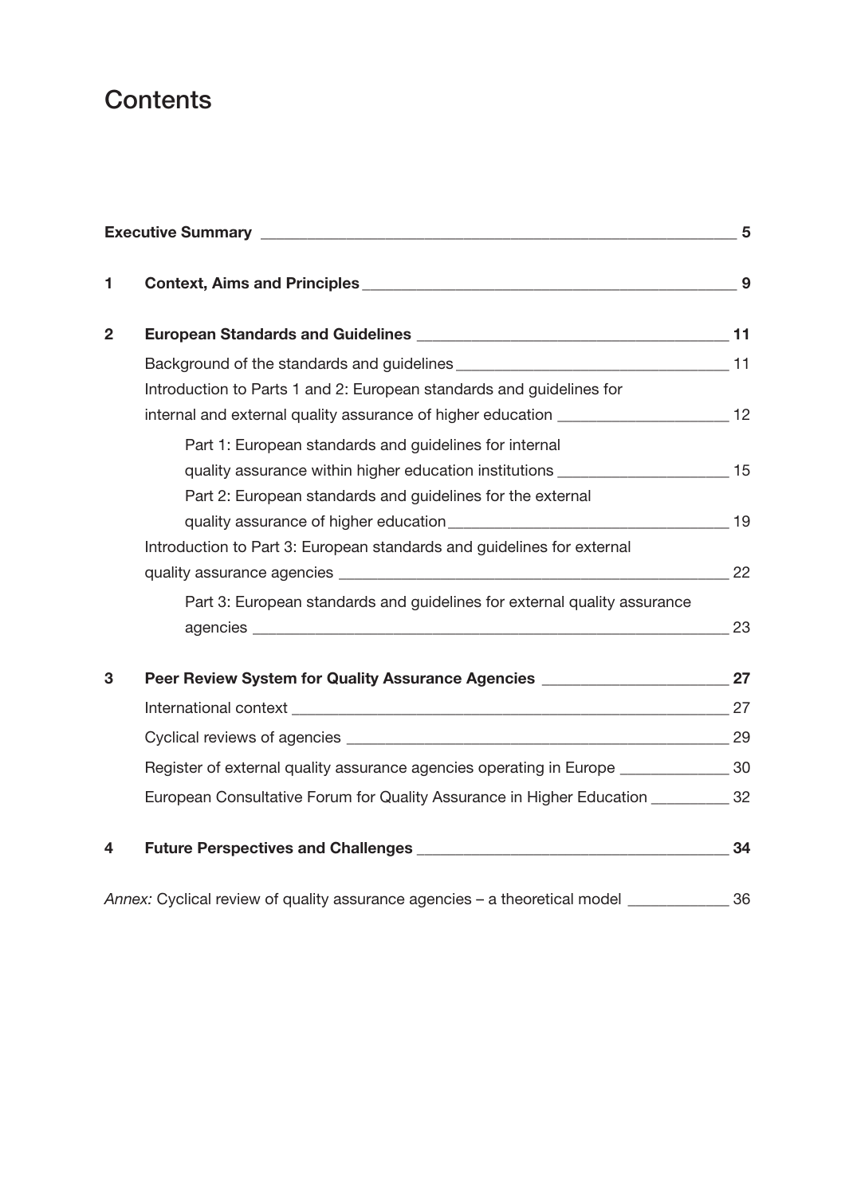# Contents

**Executive Summary** 5

**1 Context, Aims and Principles** 9

**2 European Standards and Guidelines** 11

- Background of the standards and guidelines 11
- Introduction to Parts 1 and 2: European standards and guidelines for internal and external quality assurance of higher education 12
  - Part 1: European standards and guidelines for internal quality assurance within higher education institutions 15
  - Part 2: European standards and guidelines for the external quality assurance of higher education 19
- Introduction to Part 3: European standards and guidelines for external quality assurance agencies 22
  - Part 3: European standards and guidelines for external quality assurance agencies 23

**3 Peer Review System for Quality Assurance Agencies** 27

- International context 27
- Cyclical reviews of agencies 29
- Register of external quality assurance agencies operating in Europe 30
- European Consultative Forum for Quality Assurance in Higher Education 32

**4 Future Perspectives and Challenges** 34

*Annex:* Cyclical review of quality assurance agencies – a theoretical model 36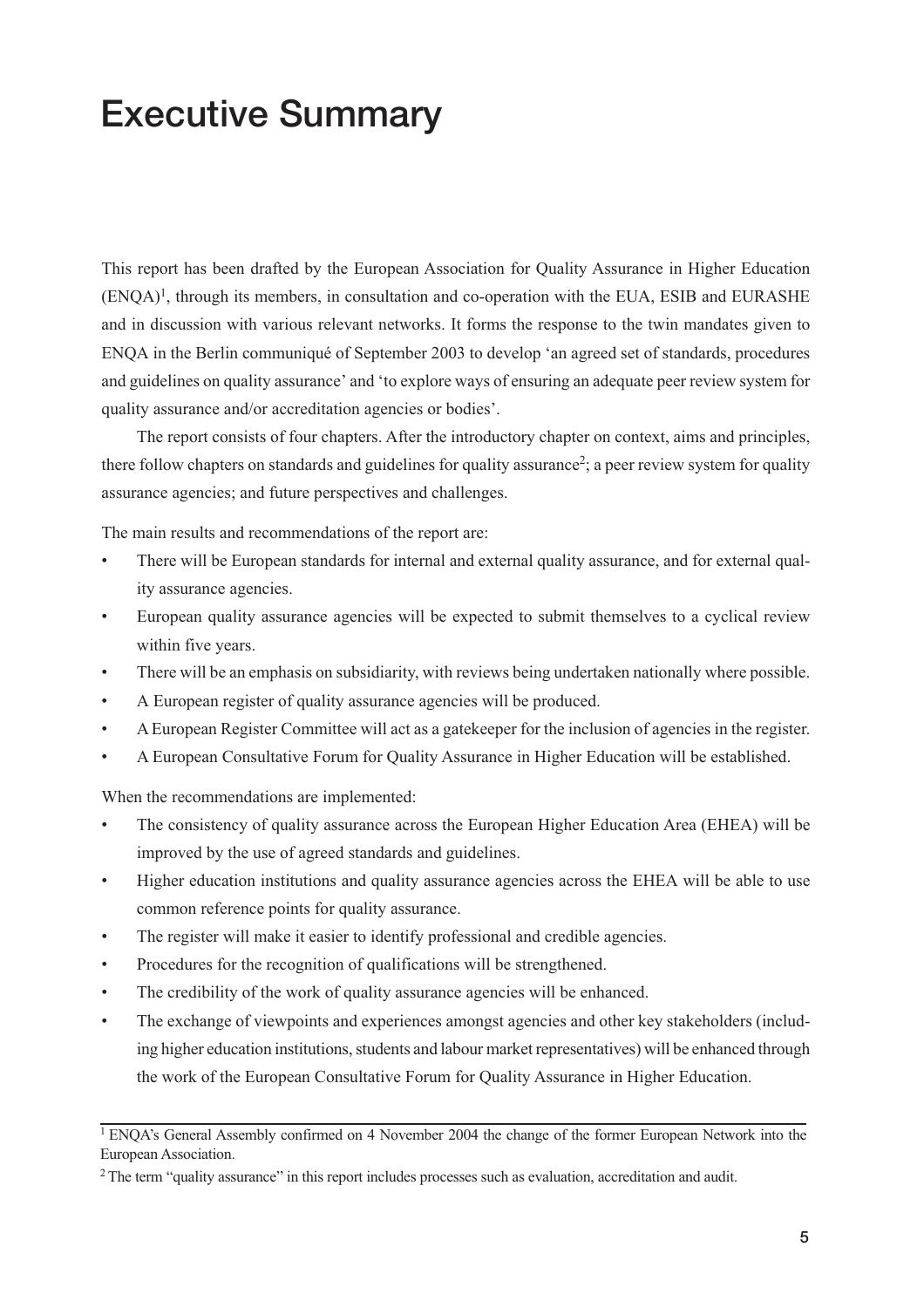# Executive Summary

This report has been drafted by the European Association for Quality Assurance in Higher Education (ENQA)[1], through its members, in consultation and co-operation with the EUA, ESIB and EURASHE and in discussion with various relevant networks. It forms the response to the twin mandates given to ENQA in the Berlin communiqué of September 2003 to develop 'an agreed set of standards, procedures and guidelines on quality assurance' and 'to explore ways of ensuring an adequate peer review system for quality assurance and/or accreditation agencies or bodies'.

The report consists of four chapters. After the introductory chapter on context, aims and principles, there follow chapters on standards and guidelines for quality assurance[2]; a peer review system for quality assurance agencies; and future perspectives and challenges.

The main results and recommendations of the report are:

- There will be European standards for internal and external quality assurance, and for external quality assurance agencies.
- European quality assurance agencies will be expected to submit themselves to a cyclical review within five years.
- There will be an emphasis on subsidiarity, with reviews being undertaken nationally where possible.
- A European register of quality assurance agencies will be produced.
- A European Register Committee will act as a gatekeeper for the inclusion of agencies in the register.
- A European Consultative Forum for Quality Assurance in Higher Education will be established.

When the recommendations are implemented:

- The consistency of quality assurance across the European Higher Education Area (EHEA) will be improved by the use of agreed standards and guidelines.
- Higher education institutions and quality assurance agencies across the EHEA will be able to use common reference points for quality assurance.
- The register will make it easier to identify professional and credible agencies.
- Procedures for the recognition of qualifications will be strengthened.
- The credibility of the work of quality assurance agencies will be enhanced.
- The exchange of viewpoints and experiences amongst agencies and other key stakeholders (including higher education institutions, students and labour market representatives) will be enhanced through the work of the European Consultative Forum for Quality Assurance in Higher Education.

---

[1] ENQA's General Assembly confirmed on 4 November 2004 the change of the former European Network into the European Association.

[2] The term "quality assurance" in this report includes processes such as evaluation, accreditation and audit.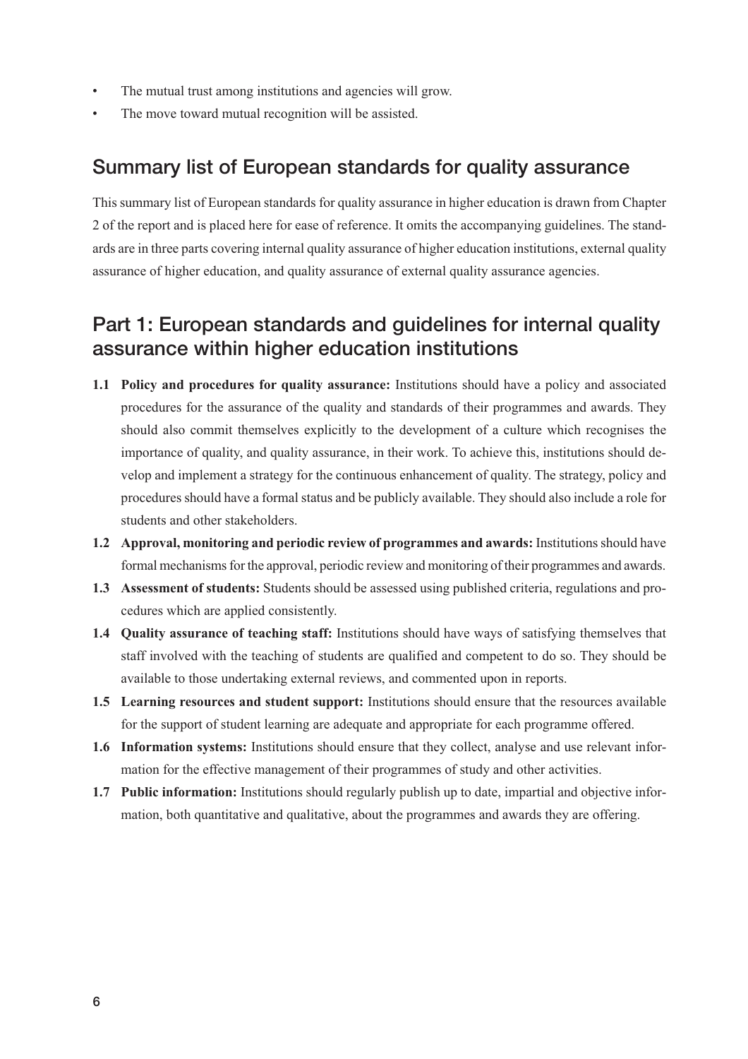- The mutual trust among institutions and agencies will grow.
- The move toward mutual recognition will be assisted.

## Summary list of European standards for quality assurance

This summary list of European standards for quality assurance in higher education is drawn from Chapter 2 of the report and is placed here for ease of reference. It omits the accompanying guidelines. The standards are in three parts covering internal quality assurance of higher education institutions, external quality assurance of higher education, and quality assurance of external quality assurance agencies.

## Part 1: European standards and guidelines for internal quality assurance within higher education institutions

**1.1 Policy and procedures for quality assurance:** Institutions should have a policy and associated procedures for the assurance of the quality and standards of their programmes and awards. They should also commit themselves explicitly to the development of a culture which recognises the importance of quality, and quality assurance, in their work. To achieve this, institutions should develop and implement a strategy for the continuous enhancement of quality. The strategy, policy and procedures should have a formal status and be publicly available. They should also include a role for students and other stakeholders.

**1.2 Approval, monitoring and periodic review of programmes and awards:** Institutions should have formal mechanisms for the approval, periodic review and monitoring of their programmes and awards.

**1.3 Assessment of students:** Students should be assessed using published criteria, regulations and procedures which are applied consistently.

**1.4 Quality assurance of teaching staff:** Institutions should have ways of satisfying themselves that staff involved with the teaching of students are qualified and competent to do so. They should be available to those undertaking external reviews, and commented upon in reports.

**1.5 Learning resources and student support:** Institutions should ensure that the resources available for the support of student learning are adequate and appropriate for each programme offered.

**1.6 Information systems:** Institutions should ensure that they collect, analyse and use relevant information for the effective management of their programmes of study and other activities.

**1.7 Public information:** Institutions should regularly publish up to date, impartial and objective information, both quantitative and qualitative, about the programmes and awards they are offering.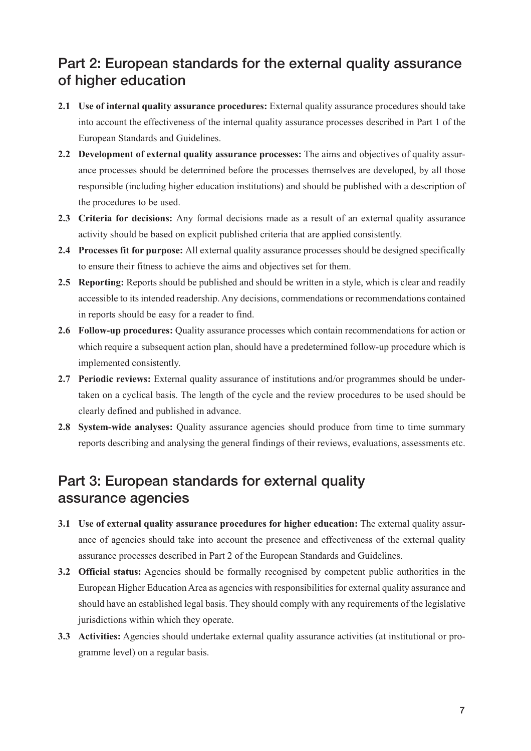## Part 2: European standards for the external quality assurance of higher education

- **2.1 Use of internal quality assurance procedures:** External quality assurance procedures should take into account the effectiveness of the internal quality assurance processes described in Part 1 of the European Standards and Guidelines.
- **2.2 Development of external quality assurance processes:** The aims and objectives of quality assurance processes should be determined before the processes themselves are developed, by all those responsible (including higher education institutions) and should be published with a description of the procedures to be used.
- **2.3 Criteria for decisions:** Any formal decisions made as a result of an external quality assurance activity should be based on explicit published criteria that are applied consistently.
- **2.4 Processes fit for purpose:** All external quality assurance processes should be designed specifically to ensure their fitness to achieve the aims and objectives set for them.
- **2.5 Reporting:** Reports should be published and should be written in a style, which is clear and readily accessible to its intended readership. Any decisions, commendations or recommendations contained in reports should be easy for a reader to find.
- **2.6 Follow-up procedures:** Quality assurance processes which contain recommendations for action or which require a subsequent action plan, should have a predetermined follow-up procedure which is implemented consistently.
- **2.7 Periodic reviews:** External quality assurance of institutions and/or programmes should be undertaken on a cyclical basis. The length of the cycle and the review procedures to be used should be clearly defined and published in advance.
- **2.8 System-wide analyses:** Quality assurance agencies should produce from time to time summary reports describing and analysing the general findings of their reviews, evaluations, assessments etc.

## Part 3: European standards for external quality assurance agencies

- **3.1 Use of external quality assurance procedures for higher education:** The external quality assurance of agencies should take into account the presence and effectiveness of the external quality assurance processes described in Part 2 of the European Standards and Guidelines.
- **3.2 Official status:** Agencies should be formally recognised by competent public authorities in the European Higher Education Area as agencies with responsibilities for external quality assurance and should have an established legal basis. They should comply with any requirements of the legislative jurisdictions within which they operate.
- **3.3 Activities:** Agencies should undertake external quality assurance activities (at institutional or programme level) on a regular basis.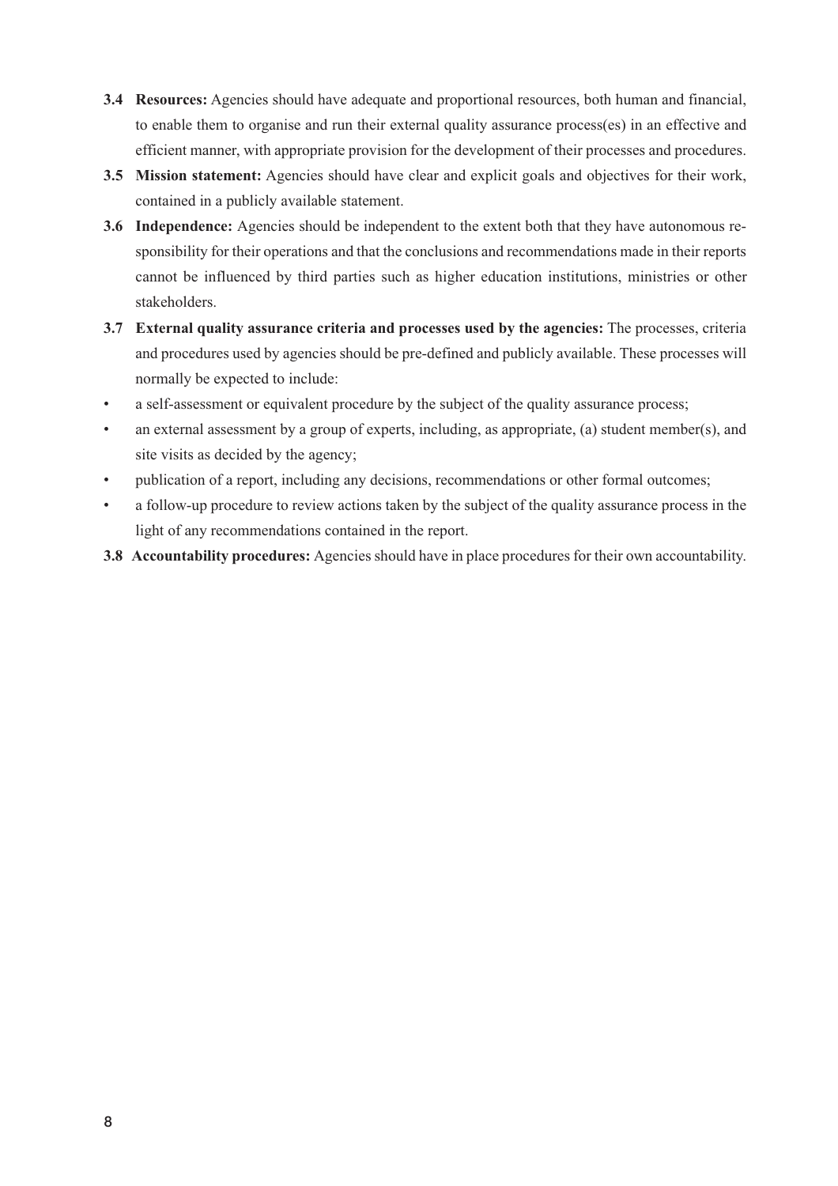**3.4 Resources:** Agencies should have adequate and proportional resources, both human and financial, to enable them to organise and run their external quality assurance process(es) in an effective and efficient manner, with appropriate provision for the development of their processes and procedures.

**3.5 Mission statement:** Agencies should have clear and explicit goals and objectives for their work, contained in a publicly available statement.

**3.6 Independence:** Agencies should be independent to the extent both that they have autonomous responsibility for their operations and that the conclusions and recommendations made in their reports cannot be influenced by third parties such as higher education institutions, ministries or other stakeholders.

**3.7 External quality assurance criteria and processes used by the agencies:** The processes, criteria and procedures used by agencies should be pre-defined and publicly available. These processes will normally be expected to include:

- a self-assessment or equivalent procedure by the subject of the quality assurance process;
- an external assessment by a group of experts, including, as appropriate, (a) student member(s), and site visits as decided by the agency;
- publication of a report, including any decisions, recommendations or other formal outcomes;
- a follow-up procedure to review actions taken by the subject of the quality assurance process in the light of any recommendations contained in the report.

**3.8 Accountability procedures:** Agencies should have in place procedures for their own accountability.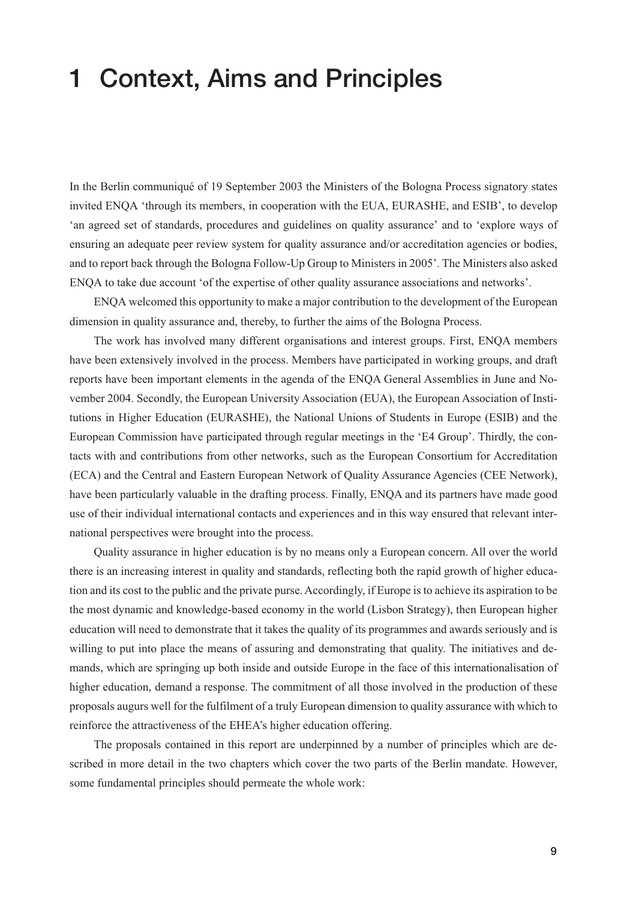# 1 Context, Aims and Principles

In the Berlin communiqué of 19 September 2003 the Ministers of the Bologna Process signatory states invited ENQA 'through its members, in cooperation with the EUA, EURASHE, and ESIB', to develop 'an agreed set of standards, procedures and guidelines on quality assurance' and to 'explore ways of ensuring an adequate peer review system for quality assurance and/or accreditation agencies or bodies, and to report back through the Bologna Follow-Up Group to Ministers in 2005'. The Ministers also asked ENQA to take due account 'of the expertise of other quality assurance associations and networks'.

ENQA welcomed this opportunity to make a major contribution to the development of the European dimension in quality assurance and, thereby, to further the aims of the Bologna Process.

The work has involved many different organisations and interest groups. First, ENQA members have been extensively involved in the process. Members have participated in working groups, and draft reports have been important elements in the agenda of the ENQA General Assemblies in June and November 2004. Secondly, the European University Association (EUA), the European Association of Institutions in Higher Education (EURASHE), the National Unions of Students in Europe (ESIB) and the European Commission have participated through regular meetings in the 'E4 Group'. Thirdly, the contacts with and contributions from other networks, such as the European Consortium for Accreditation (ECA) and the Central and Eastern European Network of Quality Assurance Agencies (CEE Network), have been particularly valuable in the drafting process. Finally, ENQA and its partners have made good use of their individual international contacts and experiences and in this way ensured that relevant international perspectives were brought into the process.

Quality assurance in higher education is by no means only a European concern. All over the world there is an increasing interest in quality and standards, reflecting both the rapid growth of higher education and its cost to the public and the private purse. Accordingly, if Europe is to achieve its aspiration to be the most dynamic and knowledge-based economy in the world (Lisbon Strategy), then European higher education will need to demonstrate that it takes the quality of its programmes and awards seriously and is willing to put into place the means of assuring and demonstrating that quality. The initiatives and demands, which are springing up both inside and outside Europe in the face of this internationalisation of higher education, demand a response. The commitment of all those involved in the production of these proposals augurs well for the fulfilment of a truly European dimension to quality assurance with which to reinforce the attractiveness of the EHEA's higher education offering.

The proposals contained in this report are underpinned by a number of principles which are described in more detail in the two chapters which cover the two parts of the Berlin mandate. However, some fundamental principles should permeate the whole work: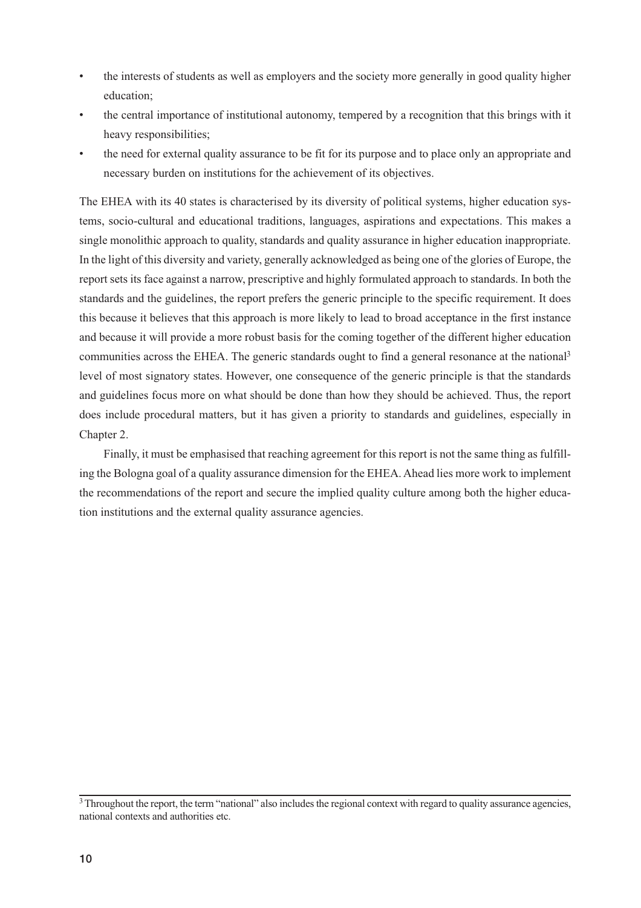- the interests of students as well as employers and the society more generally in good quality higher education;
- the central importance of institutional autonomy, tempered by a recognition that this brings with it heavy responsibilities;
- the need for external quality assurance to be fit for its purpose and to place only an appropriate and necessary burden on institutions for the achievement of its objectives.

The EHEA with its 40 states is characterised by its diversity of political systems, higher education systems, socio-cultural and educational traditions, languages, aspirations and expectations. This makes a single monolithic approach to quality, standards and quality assurance in higher education inappropriate. In the light of this diversity and variety, generally acknowledged as being one of the glories of Europe, the report sets its face against a narrow, prescriptive and highly formulated approach to standards. In both the standards and the guidelines, the report prefers the generic principle to the specific requirement. It does this because it believes that this approach is more likely to lead to broad acceptance in the first instance and because it will provide a more robust basis for the coming together of the different higher education communities across the EHEA. The generic standards ought to find a general resonance at the national[3] level of most signatory states. However, one consequence of the generic principle is that the standards and guidelines focus more on what should be done than how they should be achieved. Thus, the report does include procedural matters, but it has given a priority to standards and guidelines, especially in Chapter 2.

Finally, it must be emphasised that reaching agreement for this report is not the same thing as fulfilling the Bologna goal of a quality assurance dimension for the EHEA. Ahead lies more work to implement the recommendations of the report and secure the implied quality culture among both the higher education institutions and the external quality assurance agencies.

[3] Throughout the report, the term "national" also includes the regional context with regard to quality assurance agencies, national contexts and authorities etc.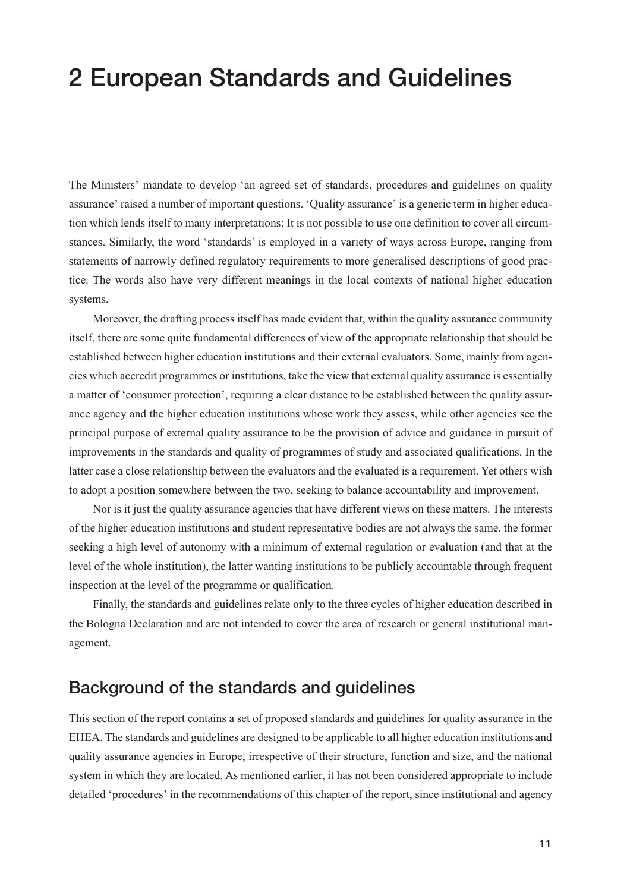# 2 European Standards and Guidelines

The Ministers' mandate to develop 'an agreed set of standards, procedures and guidelines on quality assurance' raised a number of important questions. 'Quality assurance' is a generic term in higher education which lends itself to many interpretations: It is not possible to use one definition to cover all circumstances. Similarly, the word 'standards' is employed in a variety of ways across Europe, ranging from statements of narrowly defined regulatory requirements to more generalised descriptions of good practice. The words also have very different meanings in the local contexts of national higher education systems.

Moreover, the drafting process itself has made evident that, within the quality assurance community itself, there are some quite fundamental differences of view of the appropriate relationship that should be established between higher education institutions and their external evaluators. Some, mainly from agencies which accredit programmes or institutions, take the view that external quality assurance is essentially a matter of 'consumer protection', requiring a clear distance to be established between the quality assurance agency and the higher education institutions whose work they assess, while other agencies see the principal purpose of external quality assurance to be the provision of advice and guidance in pursuit of improvements in the standards and quality of programmes of study and associated qualifications. In the latter case a close relationship between the evaluators and the evaluated is a requirement. Yet others wish to adopt a position somewhere between the two, seeking to balance accountability and improvement.

Nor is it just the quality assurance agencies that have different views on these matters. The interests of the higher education institutions and student representative bodies are not always the same, the former seeking a high level of autonomy with a minimum of external regulation or evaluation (and that at the level of the whole institution), the latter wanting institutions to be publicly accountable through frequent inspection at the level of the programme or qualification.

Finally, the standards and guidelines relate only to the three cycles of higher education described in the Bologna Declaration and are not intended to cover the area of research or general institutional management.

## Background of the standards and guidelines

This section of the report contains a set of proposed standards and guidelines for quality assurance in the EHEA. The standards and guidelines are designed to be applicable to all higher education institutions and quality assurance agencies in Europe, irrespective of their structure, function and size, and the national system in which they are located. As mentioned earlier, it has not been considered appropriate to include detailed 'procedures' in the recommendations of this chapter of the report, since institutional and agency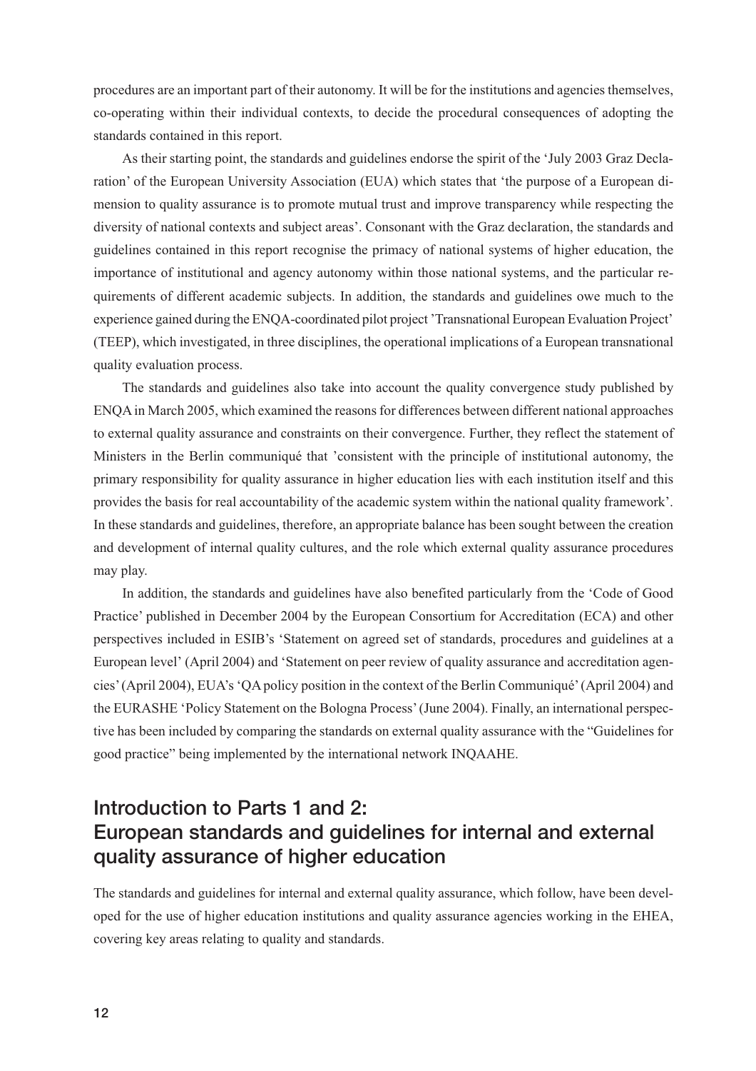procedures are an important part of their autonomy. It will be for the institutions and agencies themselves, co-operating within their individual contexts, to decide the procedural consequences of adopting the standards contained in this report.

As their starting point, the standards and guidelines endorse the spirit of the 'July 2003 Graz Declaration' of the European University Association (EUA) which states that 'the purpose of a European dimension to quality assurance is to promote mutual trust and improve transparency while respecting the diversity of national contexts and subject areas'. Consonant with the Graz declaration, the standards and guidelines contained in this report recognise the primacy of national systems of higher education, the importance of institutional and agency autonomy within those national systems, and the particular requirements of different academic subjects. In addition, the standards and guidelines owe much to the experience gained during the ENQA-coordinated pilot project 'Transnational European Evaluation Project' (TEEP), which investigated, in three disciplines, the operational implications of a European transnational quality evaluation process.

The standards and guidelines also take into account the quality convergence study published by ENQA in March 2005, which examined the reasons for differences between different national approaches to external quality assurance and constraints on their convergence. Further, they reflect the statement of Ministers in the Berlin communiqué that 'consistent with the principle of institutional autonomy, the primary responsibility for quality assurance in higher education lies with each institution itself and this provides the basis for real accountability of the academic system within the national quality framework'. In these standards and guidelines, therefore, an appropriate balance has been sought between the creation and development of internal quality cultures, and the role which external quality assurance procedures may play.

In addition, the standards and guidelines have also benefited particularly from the 'Code of Good Practice' published in December 2004 by the European Consortium for Accreditation (ECA) and other perspectives included in ESIB's 'Statement on agreed set of standards, procedures and guidelines at a European level' (April 2004) and 'Statement on peer review of quality assurance and accreditation agencies' (April 2004), EUA's 'QA policy position in the context of the Berlin Communiqué' (April 2004) and the EURASHE 'Policy Statement on the Bologna Process' (June 2004). Finally, an international perspective has been included by comparing the standards on external quality assurance with the "Guidelines for good practice" being implemented by the international network INQAAHE.

## Introduction to Parts 1 and 2: European standards and guidelines for internal and external quality assurance of higher education

The standards and guidelines for internal and external quality assurance, which follow, have been developed for the use of higher education institutions and quality assurance agencies working in the EHEA, covering key areas relating to quality and standards.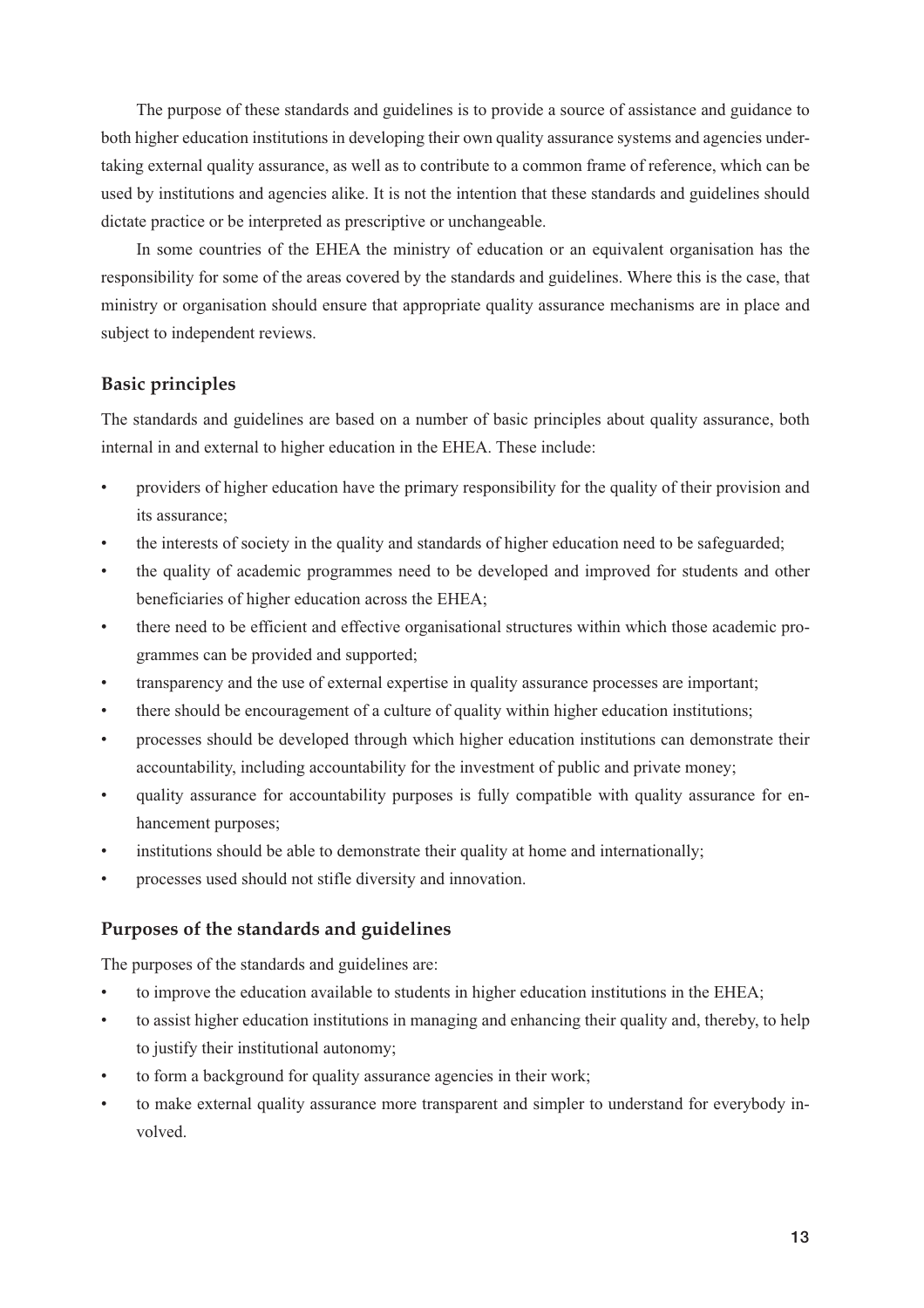The purpose of these standards and guidelines is to provide a source of assistance and guidance to both higher education institutions in developing their own quality assurance systems and agencies undertaking external quality assurance, as well as to contribute to a common frame of reference, which can be used by institutions and agencies alike. It is not the intention that these standards and guidelines should dictate practice or be interpreted as prescriptive or unchangeable.

In some countries of the EHEA the ministry of education or an equivalent organisation has the responsibility for some of the areas covered by the standards and guidelines. Where this is the case, that ministry or organisation should ensure that appropriate quality assurance mechanisms are in place and subject to independent reviews.

## Basic principles

The standards and guidelines are based on a number of basic principles about quality assurance, both internal in and external to higher education in the EHEA. These include:

- providers of higher education have the primary responsibility for the quality of their provision and its assurance;
- the interests of society in the quality and standards of higher education need to be safeguarded;
- the quality of academic programmes need to be developed and improved for students and other beneficiaries of higher education across the EHEA;
- there need to be efficient and effective organisational structures within which those academic programmes can be provided and supported;
- transparency and the use of external expertise in quality assurance processes are important;
- there should be encouragement of a culture of quality within higher education institutions;
- processes should be developed through which higher education institutions can demonstrate their accountability, including accountability for the investment of public and private money;
- quality assurance for accountability purposes is fully compatible with quality assurance for enhancement purposes;
- institutions should be able to demonstrate their quality at home and internationally;
- processes used should not stifle diversity and innovation.

## Purposes of the standards and guidelines

The purposes of the standards and guidelines are:

- to improve the education available to students in higher education institutions in the EHEA;
- to assist higher education institutions in managing and enhancing their quality and, thereby, to help to justify their institutional autonomy;
- to form a background for quality assurance agencies in their work;
- to make external quality assurance more transparent and simpler to understand for everybody involved.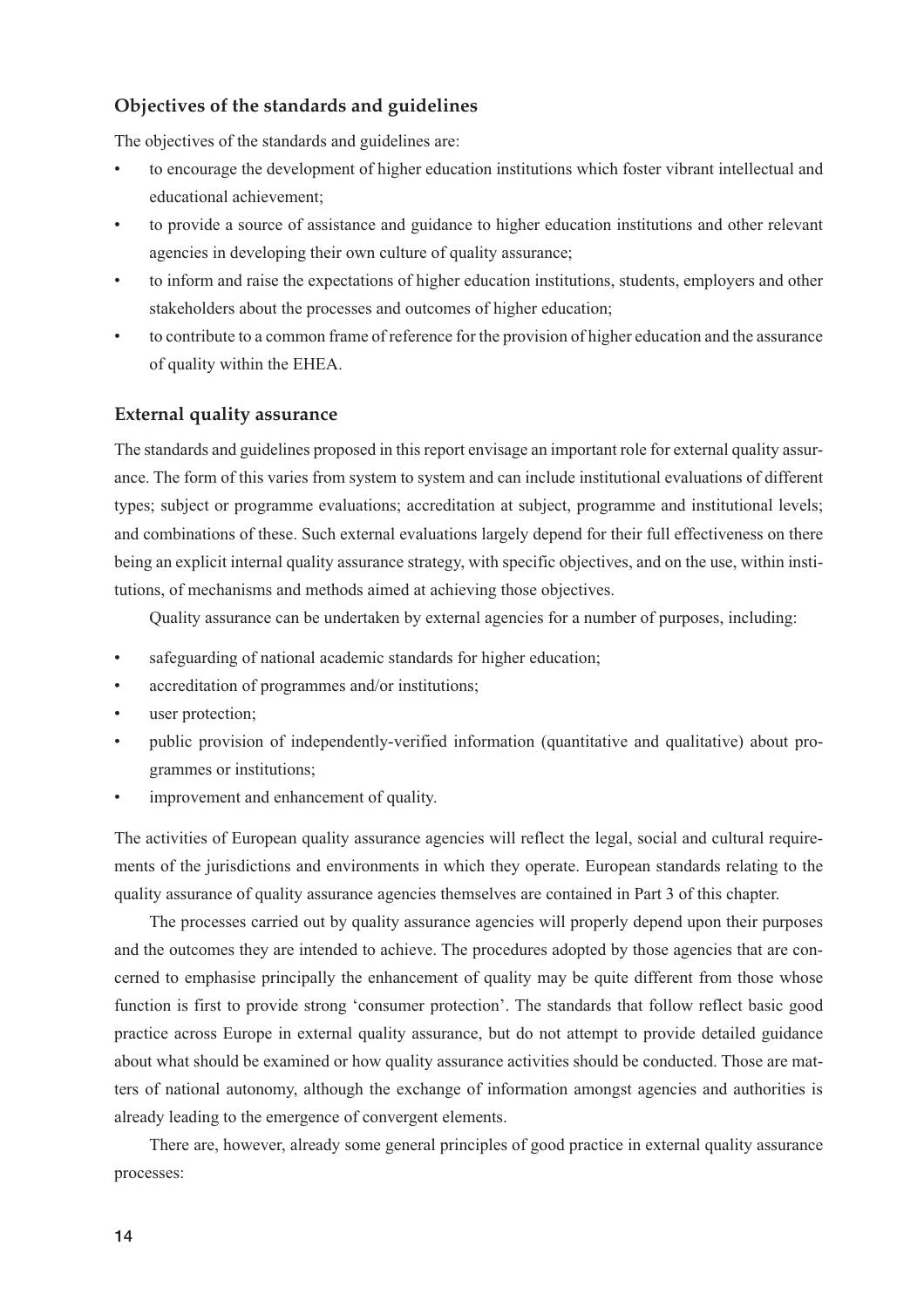### Objectives of the standards and guidelines

The objectives of the standards and guidelines are:

- to encourage the development of higher education institutions which foster vibrant intellectual and educational achievement;
- to provide a source of assistance and guidance to higher education institutions and other relevant agencies in developing their own culture of quality assurance;
- to inform and raise the expectations of higher education institutions, students, employers and other stakeholders about the processes and outcomes of higher education;
- to contribute to a common frame of reference for the provision of higher education and the assurance of quality within the EHEA.

### External quality assurance

The standards and guidelines proposed in this report envisage an important role for external quality assurance. The form of this varies from system to system and can include institutional evaluations of different types; subject or programme evaluations; accreditation at subject, programme and institutional levels; and combinations of these. Such external evaluations largely depend for their full effectiveness on there being an explicit internal quality assurance strategy, with specific objectives, and on the use, within institutions, of mechanisms and methods aimed at achieving those objectives.

Quality assurance can be undertaken by external agencies for a number of purposes, including:

- safeguarding of national academic standards for higher education;
- accreditation of programmes and/or institutions;
- user protection;
- public provision of independently-verified information (quantitative and qualitative) about programmes or institutions;
- improvement and enhancement of quality.

The activities of European quality assurance agencies will reflect the legal, social and cultural requirements of the jurisdictions and environments in which they operate. European standards relating to the quality assurance of quality assurance agencies themselves are contained in Part 3 of this chapter.

The processes carried out by quality assurance agencies will properly depend upon their purposes and the outcomes they are intended to achieve. The procedures adopted by those agencies that are concerned to emphasise principally the enhancement of quality may be quite different from those whose function is first to provide strong 'consumer protection'. The standards that follow reflect basic good practice across Europe in external quality assurance, but do not attempt to provide detailed guidance about what should be examined or how quality assurance activities should be conducted. Those are matters of national autonomy, although the exchange of information amongst agencies and authorities is already leading to the emergence of convergent elements.

There are, however, already some general principles of good practice in external quality assurance processes: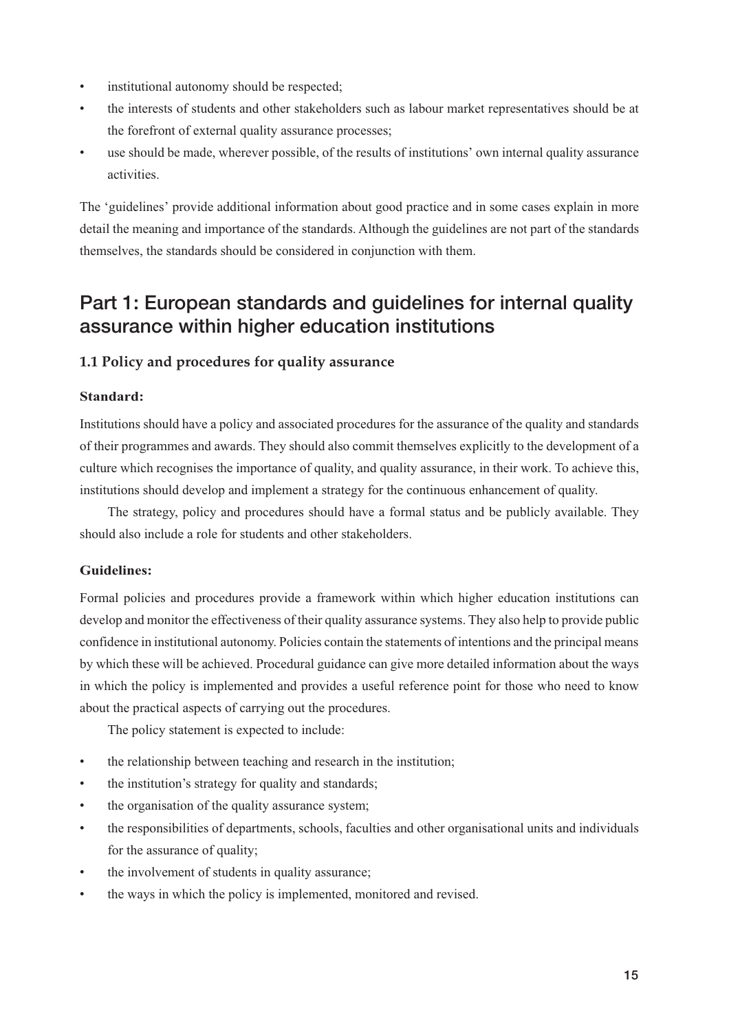- institutional autonomy should be respected;
- the interests of students and other stakeholders such as labour market representatives should be at the forefront of external quality assurance processes;
- use should be made, wherever possible, of the results of institutions' own internal quality assurance activities.

The 'guidelines' provide additional information about good practice and in some cases explain in more detail the meaning and importance of the standards. Although the guidelines are not part of the standards themselves, the standards should be considered in conjunction with them.

## Part 1: European standards and guidelines for internal quality assurance within higher education institutions

### 1.1 Policy and procedures for quality assurance

**Standard:**

Institutions should have a policy and associated procedures for the assurance of the quality and standards of their programmes and awards. They should also commit themselves explicitly to the development of a culture which recognises the importance of quality, and quality assurance, in their work. To achieve this, institutions should develop and implement a strategy for the continuous enhancement of quality.

The strategy, policy and procedures should have a formal status and be publicly available. They should also include a role for students and other stakeholders.

**Guidelines:**

Formal policies and procedures provide a framework within which higher education institutions can develop and monitor the effectiveness of their quality assurance systems. They also help to provide public confidence in institutional autonomy. Policies contain the statements of intentions and the principal means by which these will be achieved. Procedural guidance can give more detailed information about the ways in which the policy is implemented and provides a useful reference point for those who need to know about the practical aspects of carrying out the procedures.

The policy statement is expected to include:

- the relationship between teaching and research in the institution;
- the institution's strategy for quality and standards;
- the organisation of the quality assurance system;
- the responsibilities of departments, schools, faculties and other organisational units and individuals for the assurance of quality;
- the involvement of students in quality assurance;
- the ways in which the policy is implemented, monitored and revised.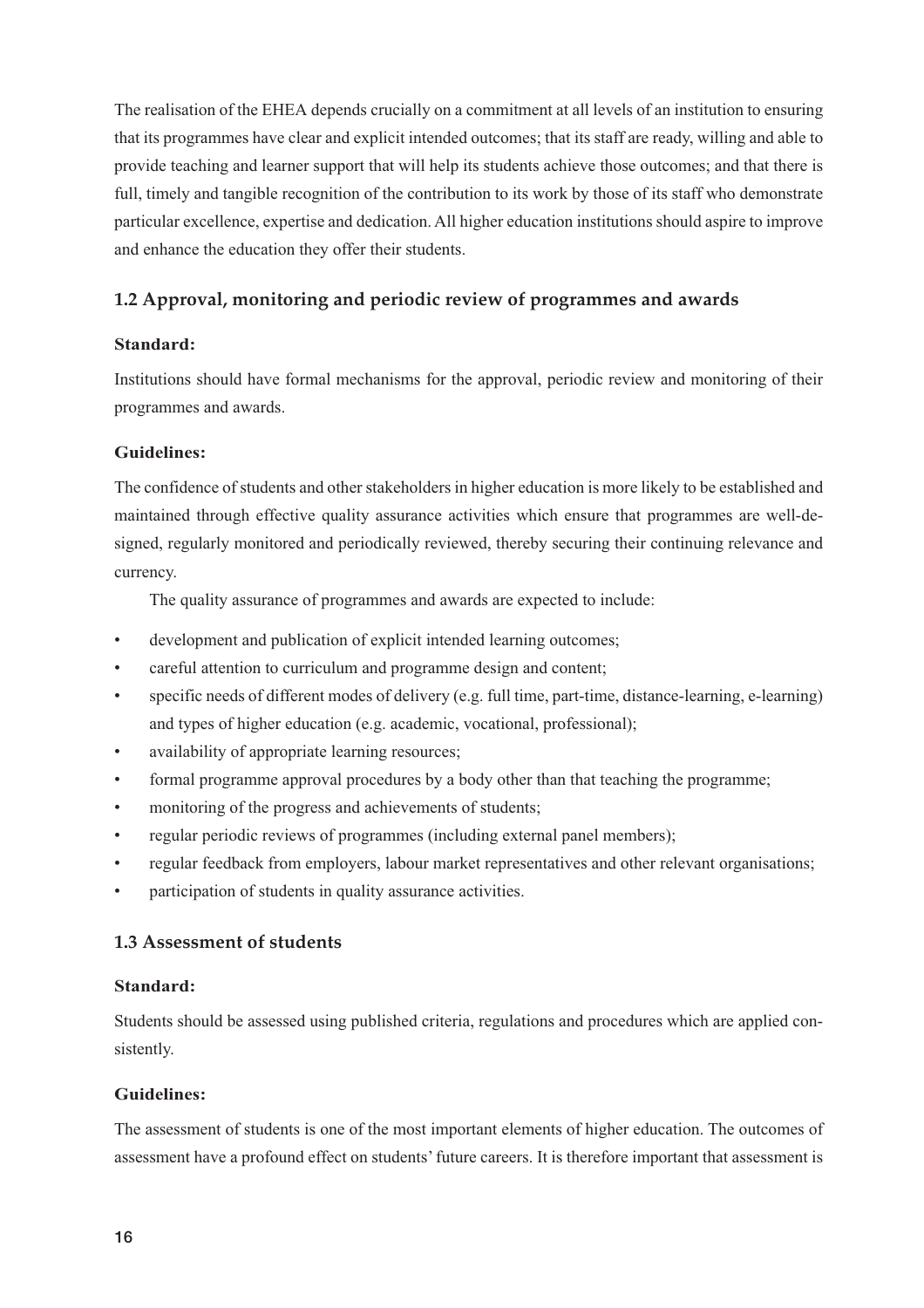The realisation of the EHEA depends crucially on a commitment at all levels of an institution to ensuring that its programmes have clear and explicit intended outcomes; that its staff are ready, willing and able to provide teaching and learner support that will help its students achieve those outcomes; and that there is full, timely and tangible recognition of the contribution to its work by those of its staff who demonstrate particular excellence, expertise and dedication. All higher education institutions should aspire to improve and enhance the education they offer their students.

### 1.2 Approval, monitoring and periodic review of programmes and awards

**Standard:**

Institutions should have formal mechanisms for the approval, periodic review and monitoring of their programmes and awards.

**Guidelines:**

The confidence of students and other stakeholders in higher education is more likely to be established and maintained through effective quality assurance activities which ensure that programmes are well-designed, regularly monitored and periodically reviewed, thereby securing their continuing relevance and currency.

The quality assurance of programmes and awards are expected to include:

- development and publication of explicit intended learning outcomes;
- careful attention to curriculum and programme design and content;
- specific needs of different modes of delivery (e.g. full time, part-time, distance-learning, e-learning) and types of higher education (e.g. academic, vocational, professional);
- availability of appropriate learning resources;
- formal programme approval procedures by a body other than that teaching the programme;
- monitoring of the progress and achievements of students;
- regular periodic reviews of programmes (including external panel members);
- regular feedback from employers, labour market representatives and other relevant organisations;
- participation of students in quality assurance activities.

### 1.3 Assessment of students

**Standard:**

Students should be assessed using published criteria, regulations and procedures which are applied consistently.

**Guidelines:**

The assessment of students is one of the most important elements of higher education. The outcomes of assessment have a profound effect on students' future careers. It is therefore important that assessment is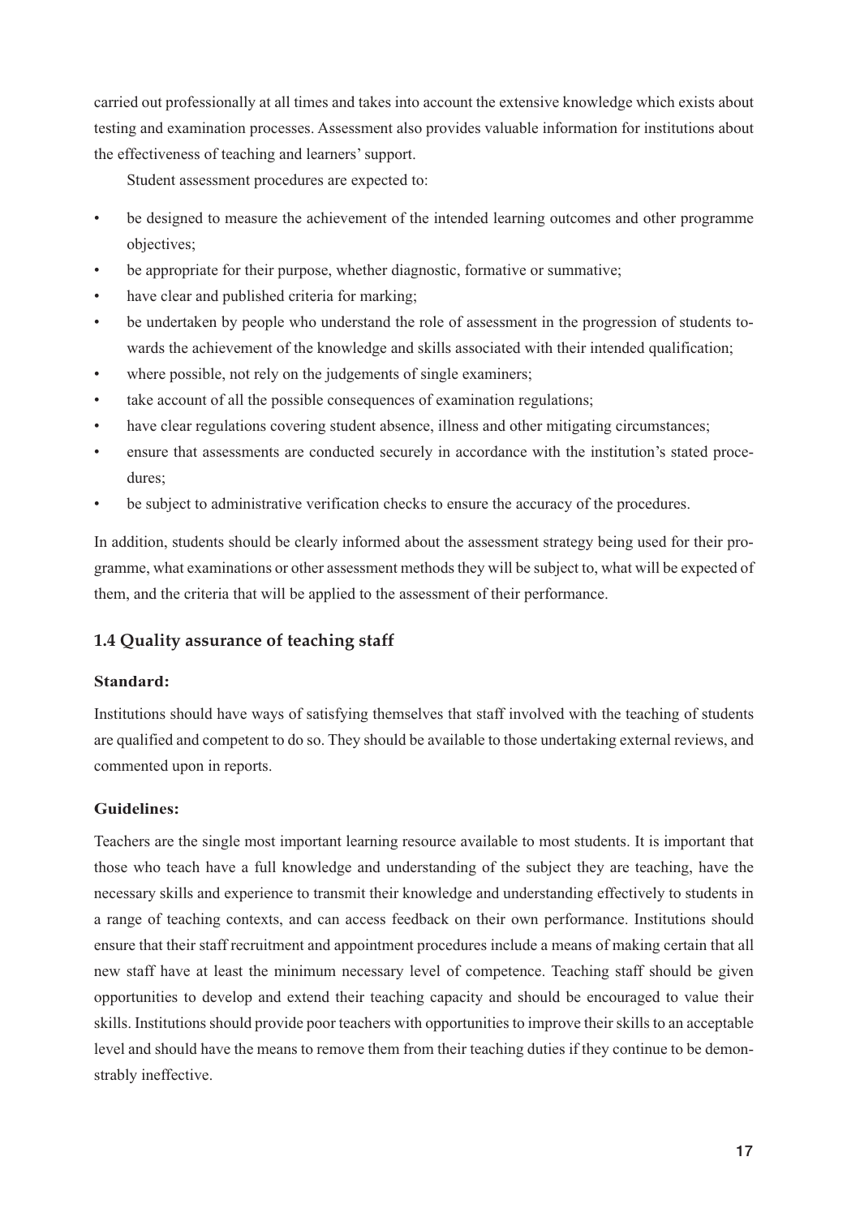carried out professionally at all times and takes into account the extensive knowledge which exists about testing and examination processes. Assessment also provides valuable information for institutions about the effectiveness of teaching and learners' support.

Student assessment procedures are expected to:

- be designed to measure the achievement of the intended learning outcomes and other programme objectives;
- be appropriate for their purpose, whether diagnostic, formative or summative;
- have clear and published criteria for marking;
- be undertaken by people who understand the role of assessment in the progression of students towards the achievement of the knowledge and skills associated with their intended qualification;
- where possible, not rely on the judgements of single examiners;
- take account of all the possible consequences of examination regulations;
- have clear regulations covering student absence, illness and other mitigating circumstances;
- ensure that assessments are conducted securely in accordance with the institution's stated procedures;
- be subject to administrative verification checks to ensure the accuracy of the procedures.

In addition, students should be clearly informed about the assessment strategy being used for their programme, what examinations or other assessment methods they will be subject to, what will be expected of them, and the criteria that will be applied to the assessment of their performance.

### 1.4 Quality assurance of teaching staff

**Standard:**

Institutions should have ways of satisfying themselves that staff involved with the teaching of students are qualified and competent to do so. They should be available to those undertaking external reviews, and commented upon in reports.

**Guidelines:**

Teachers are the single most important learning resource available to most students. It is important that those who teach have a full knowledge and understanding of the subject they are teaching, have the necessary skills and experience to transmit their knowledge and understanding effectively to students in a range of teaching contexts, and can access feedback on their own performance. Institutions should ensure that their staff recruitment and appointment procedures include a means of making certain that all new staff have at least the minimum necessary level of competence. Teaching staff should be given opportunities to develop and extend their teaching capacity and should be encouraged to value their skills. Institutions should provide poor teachers with opportunities to improve their skills to an acceptable level and should have the means to remove them from their teaching duties if they continue to be demonstrably ineffective.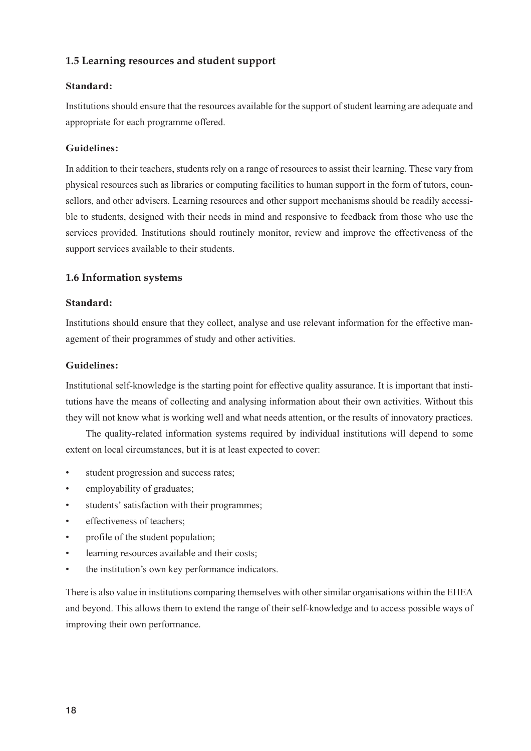### 1.5 Learning resources and student support

**Standard:**

Institutions should ensure that the resources available for the support of student learning are adequate and appropriate for each programme offered.

**Guidelines:**

In addition to their teachers, students rely on a range of resources to assist their learning. These vary from physical resources such as libraries or computing facilities to human support in the form of tutors, counsellors, and other advisers. Learning resources and other support mechanisms should be readily accessible to students, designed with their needs in mind and responsive to feedback from those who use the services provided. Institutions should routinely monitor, review and improve the effectiveness of the support services available to their students.

### 1.6 Information systems

**Standard:**

Institutions should ensure that they collect, analyse and use relevant information for the effective management of their programmes of study and other activities.

**Guidelines:**

Institutional self-knowledge is the starting point for effective quality assurance. It is important that institutions have the means of collecting and analysing information about their own activities. Without this they will not know what is working well and what needs attention, or the results of innovatory practices.

The quality-related information systems required by individual institutions will depend to some extent on local circumstances, but it is at least expected to cover:

- student progression and success rates;
- employability of graduates;
- students' satisfaction with their programmes;
- effectiveness of teachers;
- profile of the student population;
- learning resources available and their costs;
- the institution's own key performance indicators.

There is also value in institutions comparing themselves with other similar organisations within the EHEA and beyond. This allows them to extend the range of their self-knowledge and to access possible ways of improving their own performance.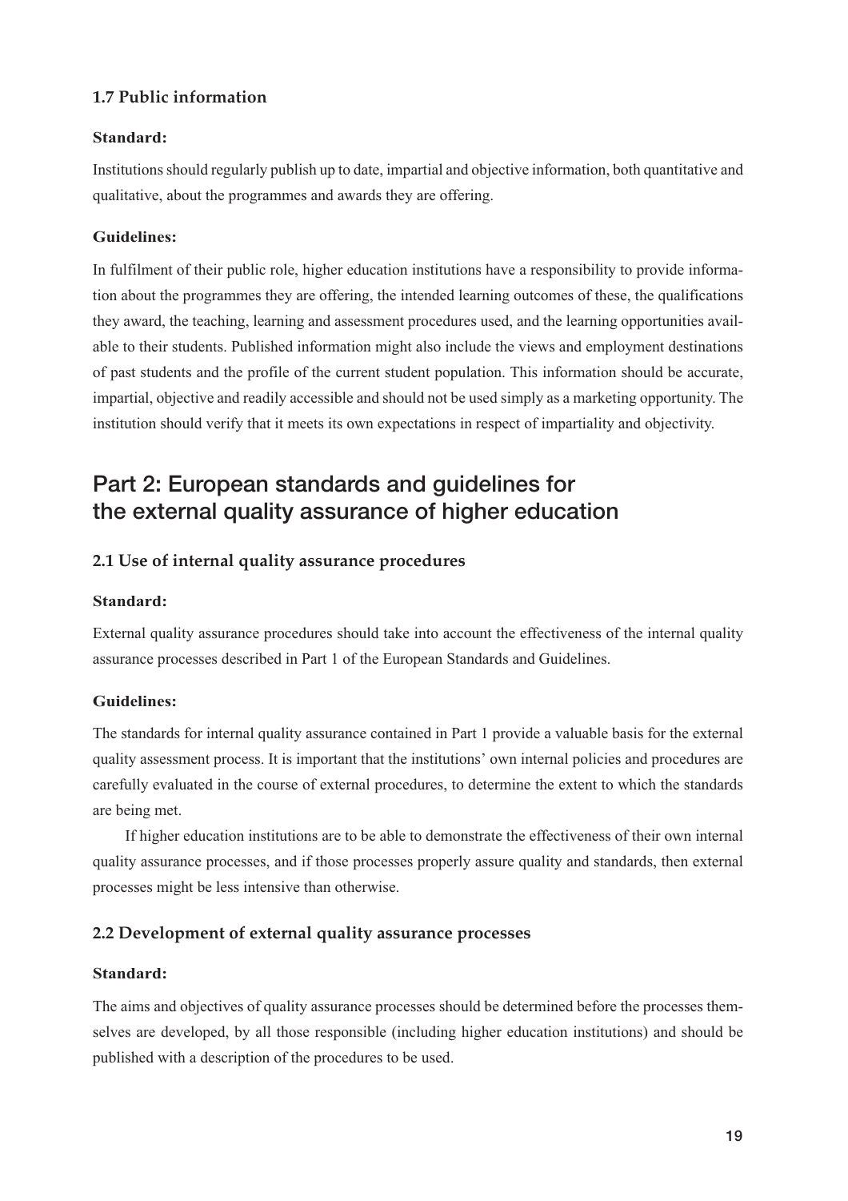### 1.7 Public information

**Standard:**

Institutions should regularly publish up to date, impartial and objective information, both quantitative and qualitative, about the programmes and awards they are offering.

**Guidelines:**

In fulfilment of their public role, higher education institutions have a responsibility to provide information about the programmes they are offering, the intended learning outcomes of these, the qualifications they award, the teaching, learning and assessment procedures used, and the learning opportunities available to their students. Published information might also include the views and employment destinations of past students and the profile of the current student population. This information should be accurate, impartial, objective and readily accessible and should not be used simply as a marketing opportunity. The institution should verify that it meets its own expectations in respect of impartiality and objectivity.

## Part 2: European standards and guidelines for the external quality assurance of higher education

### 2.1 Use of internal quality assurance procedures

**Standard:**

External quality assurance procedures should take into account the effectiveness of the internal quality assurance processes described in Part 1 of the European Standards and Guidelines.

**Guidelines:**

The standards for internal quality assurance contained in Part 1 provide a valuable basis for the external quality assessment process. It is important that the institutions' own internal policies and procedures are carefully evaluated in the course of external procedures, to determine the extent to which the standards are being met.

If higher education institutions are to be able to demonstrate the effectiveness of their own internal quality assurance processes, and if those processes properly assure quality and standards, then external processes might be less intensive than otherwise.

### 2.2 Development of external quality assurance processes

**Standard:**

The aims and objectives of quality assurance processes should be determined before the processes themselves are developed, by all those responsible (including higher education institutions) and should be published with a description of the procedures to be used.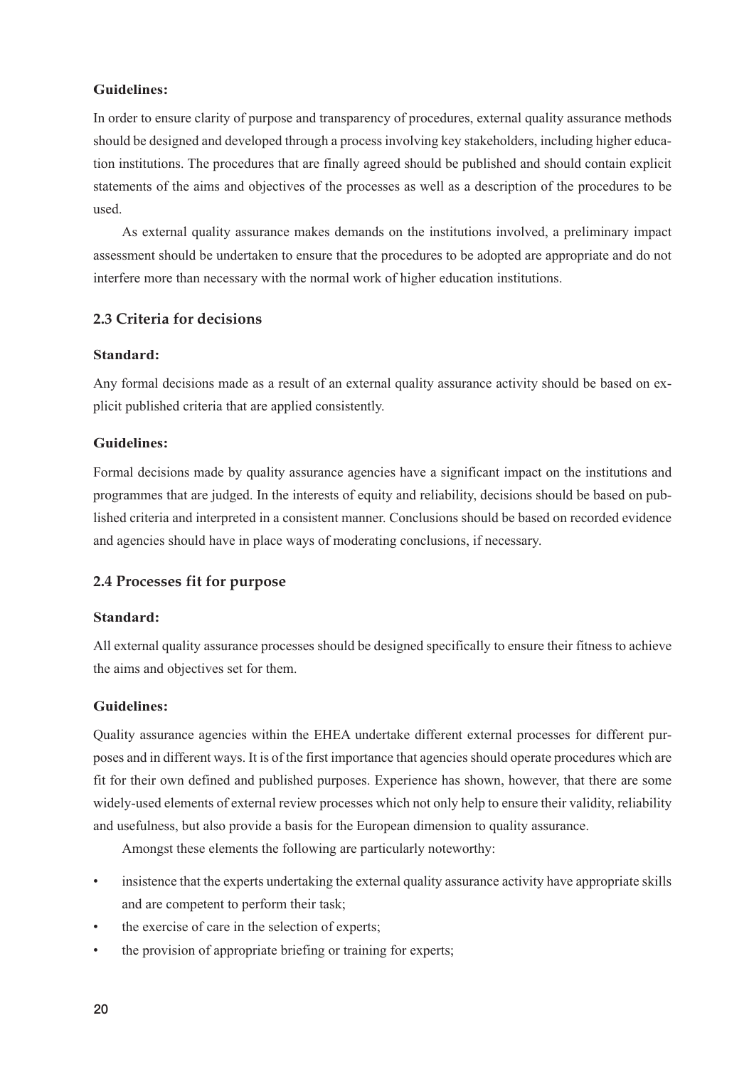**Guidelines:**

In order to ensure clarity of purpose and transparency of procedures, external quality assurance methods should be designed and developed through a process involving key stakeholders, including higher education institutions. The procedures that are finally agreed should be published and should contain explicit statements of the aims and objectives of the processes as well as a description of the procedures to be used.

As external quality assurance makes demands on the institutions involved, a preliminary impact assessment should be undertaken to ensure that the procedures to be adopted are appropriate and do not interfere more than necessary with the normal work of higher education institutions.

### 2.3 Criteria for decisions

**Standard:**

Any formal decisions made as a result of an external quality assurance activity should be based on explicit published criteria that are applied consistently.

**Guidelines:**

Formal decisions made by quality assurance agencies have a significant impact on the institutions and programmes that are judged. In the interests of equity and reliability, decisions should be based on published criteria and interpreted in a consistent manner. Conclusions should be based on recorded evidence and agencies should have in place ways of moderating conclusions, if necessary.

### 2.4 Processes fit for purpose

**Standard:**

All external quality assurance processes should be designed specifically to ensure their fitness to achieve the aims and objectives set for them.

**Guidelines:**

Quality assurance agencies within the EHEA undertake different external processes for different purposes and in different ways. It is of the first importance that agencies should operate procedures which are fit for their own defined and published purposes. Experience has shown, however, that there are some widely-used elements of external review processes which not only help to ensure their validity, reliability and usefulness, but also provide a basis for the European dimension to quality assurance.

Amongst these elements the following are particularly noteworthy:

- insistence that the experts undertaking the external quality assurance activity have appropriate skills and are competent to perform their task;
- the exercise of care in the selection of experts;
- the provision of appropriate briefing or training for experts;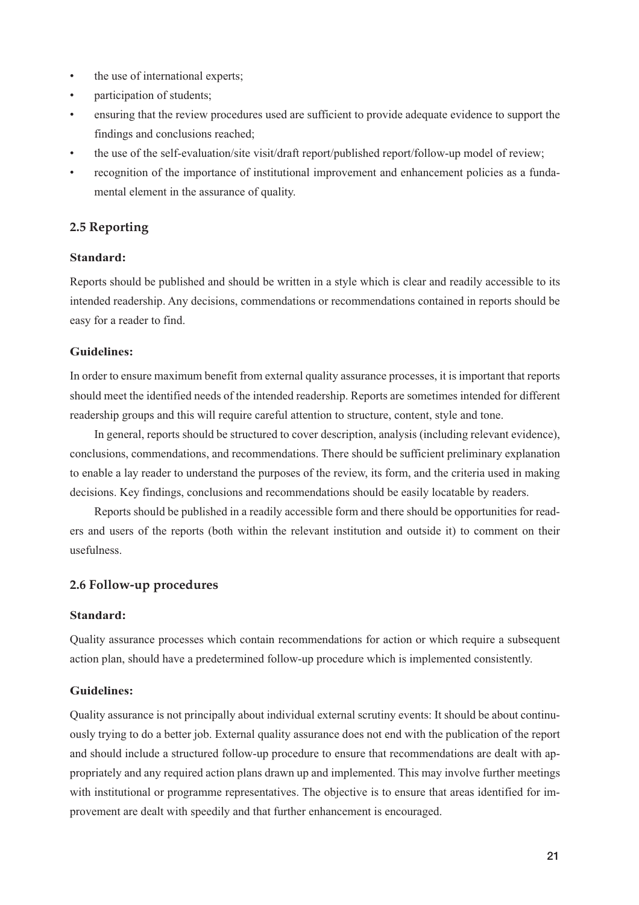- the use of international experts;
- participation of students;
- ensuring that the review procedures used are sufficient to provide adequate evidence to support the findings and conclusions reached;
- the use of the self-evaluation/site visit/draft report/published report/follow-up model of review;
- recognition of the importance of institutional improvement and enhancement policies as a fundamental element in the assurance of quality.

### 2.5 Reporting

**Standard:**

Reports should be published and should be written in a style which is clear and readily accessible to its intended readership. Any decisions, commendations or recommendations contained in reports should be easy for a reader to find.

**Guidelines:**

In order to ensure maximum benefit from external quality assurance processes, it is important that reports should meet the identified needs of the intended readership. Reports are sometimes intended for different readership groups and this will require careful attention to structure, content, style and tone.

In general, reports should be structured to cover description, analysis (including relevant evidence), conclusions, commendations, and recommendations. There should be sufficient preliminary explanation to enable a lay reader to understand the purposes of the review, its form, and the criteria used in making decisions. Key findings, conclusions and recommendations should be easily locatable by readers.

Reports should be published in a readily accessible form and there should be opportunities for readers and users of the reports (both within the relevant institution and outside it) to comment on their usefulness.

### 2.6 Follow-up procedures

**Standard:**

Quality assurance processes which contain recommendations for action or which require a subsequent action plan, should have a predetermined follow-up procedure which is implemented consistently.

**Guidelines:**

Quality assurance is not principally about individual external scrutiny events: It should be about continuously trying to do a better job. External quality assurance does not end with the publication of the report and should include a structured follow-up procedure to ensure that recommendations are dealt with appropriately and any required action plans drawn up and implemented. This may involve further meetings with institutional or programme representatives. The objective is to ensure that areas identified for improvement are dealt with speedily and that further enhancement is encouraged.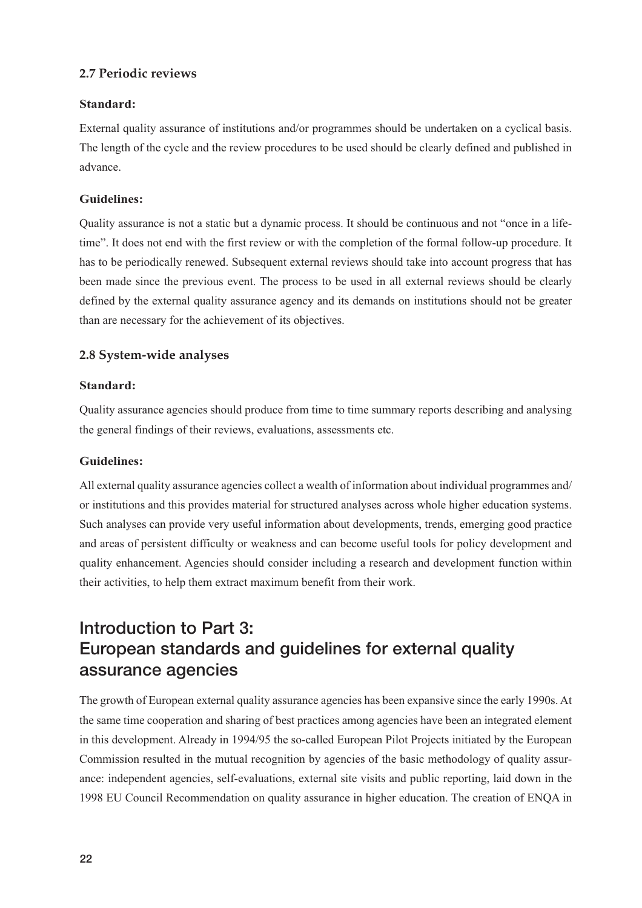### 2.7 Periodic reviews

**Standard:**

External quality assurance of institutions and/or programmes should be undertaken on a cyclical basis. The length of the cycle and the review procedures to be used should be clearly defined and published in advance.

**Guidelines:**

Quality assurance is not a static but a dynamic process. It should be continuous and not "once in a lifetime". It does not end with the first review or with the completion of the formal follow-up procedure. It has to be periodically renewed. Subsequent external reviews should take into account progress that has been made since the previous event. The process to be used in all external reviews should be clearly defined by the external quality assurance agency and its demands on institutions should not be greater than are necessary for the achievement of its objectives.

### 2.8 System-wide analyses

**Standard:**

Quality assurance agencies should produce from time to time summary reports describing and analysing the general findings of their reviews, evaluations, assessments etc.

**Guidelines:**

All external quality assurance agencies collect a wealth of information about individual programmes and/or institutions and this provides material for structured analyses across whole higher education systems. Such analyses can provide very useful information about developments, trends, emerging good practice and areas of persistent difficulty or weakness and can become useful tools for policy development and quality enhancement. Agencies should consider including a research and development function within their activities, to help them extract maximum benefit from their work.

## Introduction to Part 3: European standards and guidelines for external quality assurance agencies

The growth of European external quality assurance agencies has been expansive since the early 1990s. At the same time cooperation and sharing of best practices among agencies have been an integrated element in this development. Already in 1994/95 the so-called European Pilot Projects initiated by the European Commission resulted in the mutual recognition by agencies of the basic methodology of quality assurance: independent agencies, self-evaluations, external site visits and public reporting, laid down in the 1998 EU Council Recommendation on quality assurance in higher education. The creation of ENQA in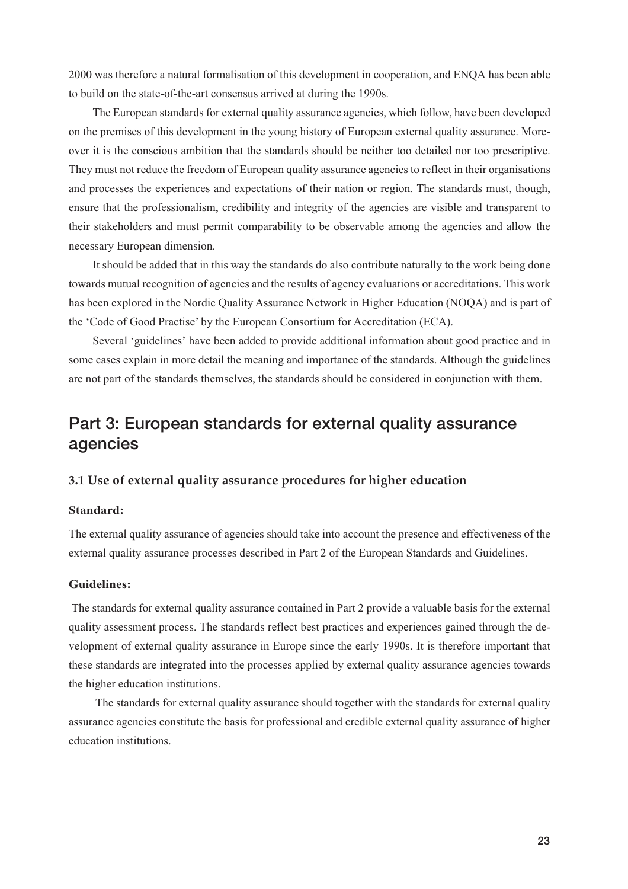2000 was therefore a natural formalisation of this development in cooperation, and ENQA has been able to build on the state-of-the-art consensus arrived at during the 1990s.

The European standards for external quality assurance agencies, which follow, have been developed on the premises of this development in the young history of European external quality assurance. Moreover it is the conscious ambition that the standards should be neither too detailed nor too prescriptive. They must not reduce the freedom of European quality assurance agencies to reflect in their organisations and processes the experiences and expectations of their nation or region. The standards must, though, ensure that the professionalism, credibility and integrity of the agencies are visible and transparent to their stakeholders and must permit comparability to be observable among the agencies and allow the necessary European dimension.

It should be added that in this way the standards do also contribute naturally to the work being done towards mutual recognition of agencies and the results of agency evaluations or accreditations. This work has been explored in the Nordic Quality Assurance Network in Higher Education (NOQA) and is part of the 'Code of Good Practise' by the European Consortium for Accreditation (ECA).

Several 'guidelines' have been added to provide additional information about good practice and in some cases explain in more detail the meaning and importance of the standards. Although the guidelines are not part of the standards themselves, the standards should be considered in conjunction with them.

## Part 3: European standards for external quality assurance agencies

### 3.1 Use of external quality assurance procedures for higher education

**Standard:**

The external quality assurance of agencies should take into account the presence and effectiveness of the external quality assurance processes described in Part 2 of the European Standards and Guidelines.

**Guidelines:**

The standards for external quality assurance contained in Part 2 provide a valuable basis for the external quality assessment process. The standards reflect best practices and experiences gained through the development of external quality assurance in Europe since the early 1990s. It is therefore important that these standards are integrated into the processes applied by external quality assurance agencies towards the higher education institutions.

The standards for external quality assurance should together with the standards for external quality assurance agencies constitute the basis for professional and credible external quality assurance of higher education institutions.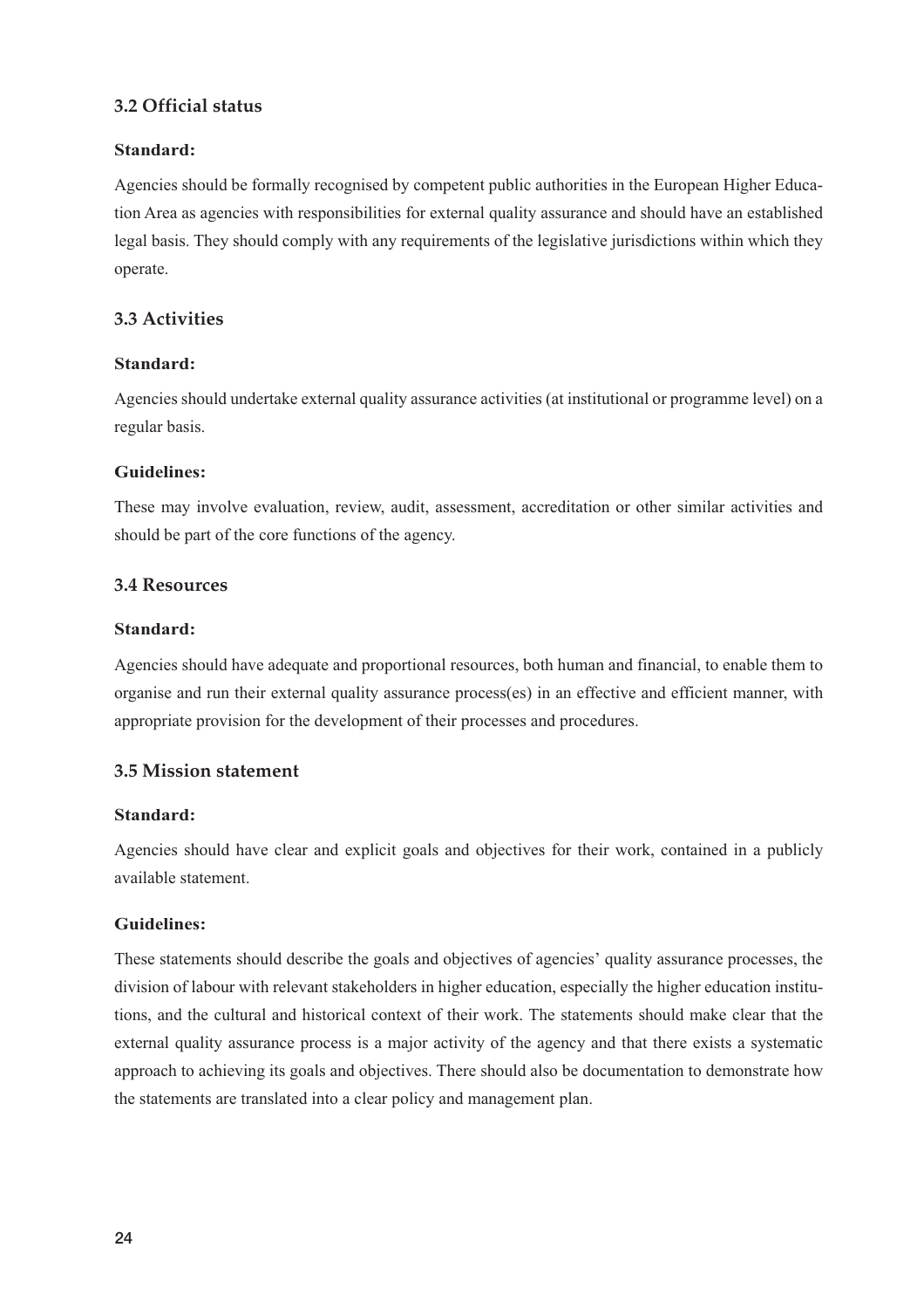### 3.2 Official status

**Standard:**

Agencies should be formally recognised by competent public authorities in the European Higher Education Area as agencies with responsibilities for external quality assurance and should have an established legal basis. They should comply with any requirements of the legislative jurisdictions within which they operate.

### 3.3 Activities

**Standard:**

Agencies should undertake external quality assurance activities (at institutional or programme level) on a regular basis.

**Guidelines:**

These may involve evaluation, review, audit, assessment, accreditation or other similar activities and should be part of the core functions of the agency.

### 3.4 Resources

**Standard:**

Agencies should have adequate and proportional resources, both human and financial, to enable them to organise and run their external quality assurance process(es) in an effective and efficient manner, with appropriate provision for the development of their processes and procedures.

### 3.5 Mission statement

**Standard:**

Agencies should have clear and explicit goals and objectives for their work, contained in a publicly available statement.

**Guidelines:**

These statements should describe the goals and objectives of agencies' quality assurance processes, the division of labour with relevant stakeholders in higher education, especially the higher education institutions, and the cultural and historical context of their work. The statements should make clear that the external quality assurance process is a major activity of the agency and that there exists a systematic approach to achieving its goals and objectives. There should also be documentation to demonstrate how the statements are translated into a clear policy and management plan.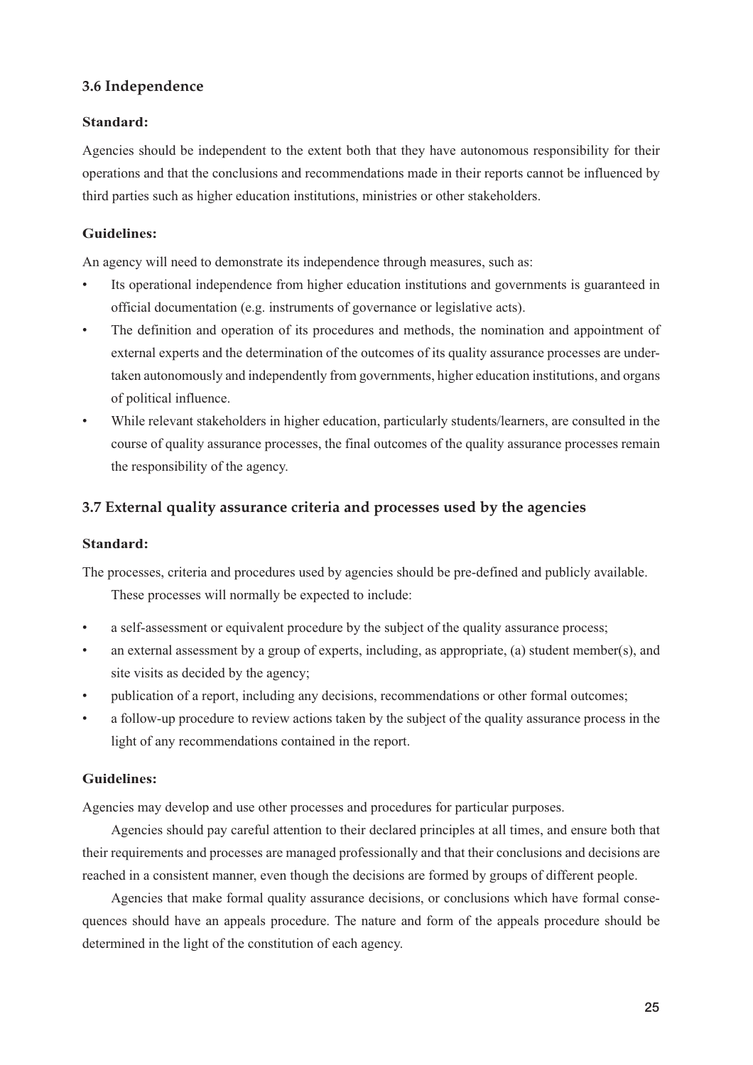### 3.6 Independence

**Standard:**

Agencies should be independent to the extent both that they have autonomous responsibility for their operations and that the conclusions and recommendations made in their reports cannot be influenced by third parties such as higher education institutions, ministries or other stakeholders.

**Guidelines:**

An agency will need to demonstrate its independence through measures, such as:

- Its operational independence from higher education institutions and governments is guaranteed in official documentation (e.g. instruments of governance or legislative acts).
- The definition and operation of its procedures and methods, the nomination and appointment of external experts and the determination of the outcomes of its quality assurance processes are undertaken autonomously and independently from governments, higher education institutions, and organs of political influence.
- While relevant stakeholders in higher education, particularly students/learners, are consulted in the course of quality assurance processes, the final outcomes of the quality assurance processes remain the responsibility of the agency.

### 3.7 External quality assurance criteria and processes used by the agencies

**Standard:**

The processes, criteria and procedures used by agencies should be pre-defined and publicly available.

These processes will normally be expected to include:

- a self-assessment or equivalent procedure by the subject of the quality assurance process;
- an external assessment by a group of experts, including, as appropriate, (a) student member(s), and site visits as decided by the agency;
- publication of a report, including any decisions, recommendations or other formal outcomes;
- a follow-up procedure to review actions taken by the subject of the quality assurance process in the light of any recommendations contained in the report.

**Guidelines:**

Agencies may develop and use other processes and procedures for particular purposes.

Agencies should pay careful attention to their declared principles at all times, and ensure both that their requirements and processes are managed professionally and that their conclusions and decisions are reached in a consistent manner, even though the decisions are formed by groups of different people.

Agencies that make formal quality assurance decisions, or conclusions which have formal consequences should have an appeals procedure. The nature and form of the appeals procedure should be determined in the light of the constitution of each agency.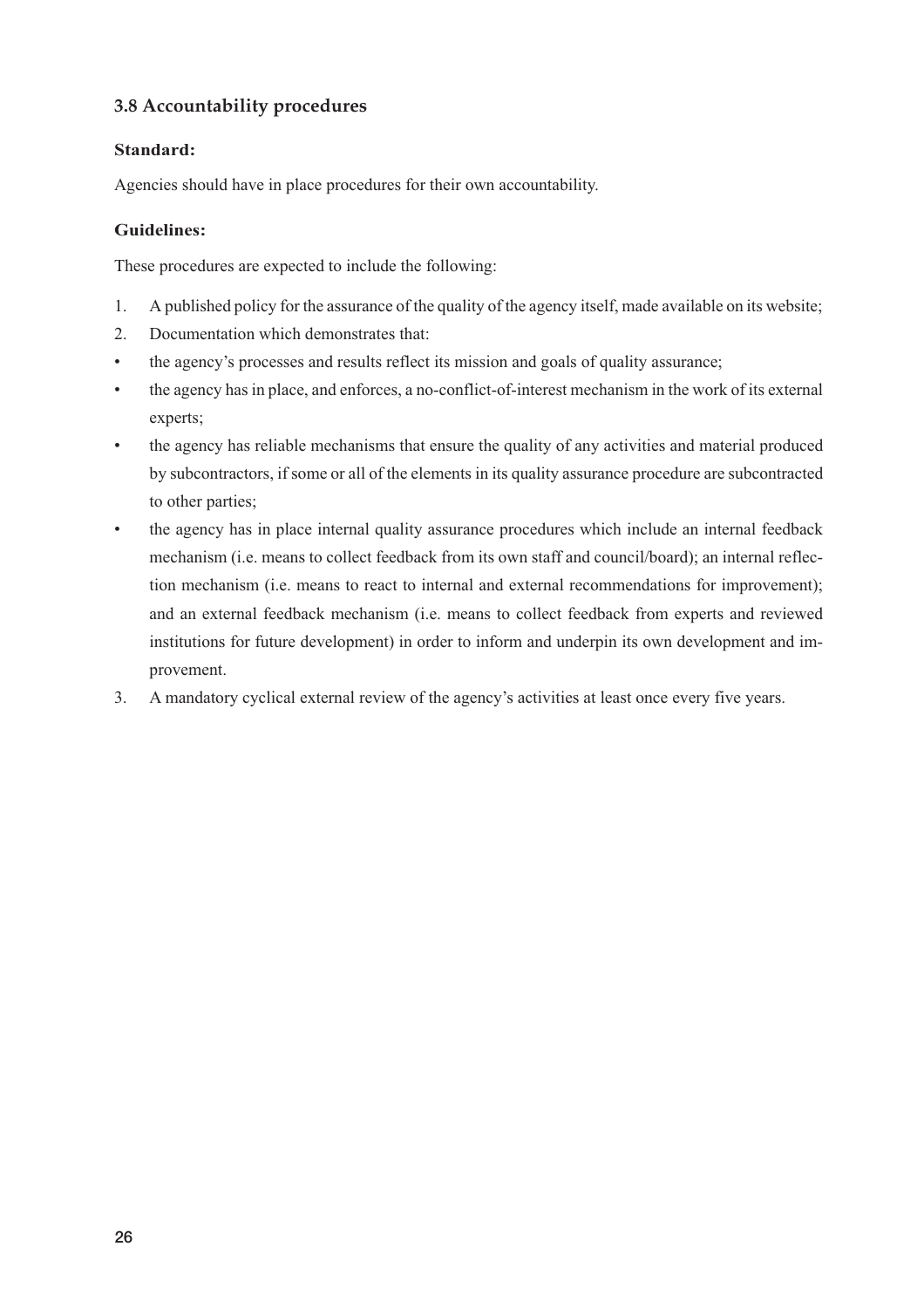### 3.8 Accountability procedures

**Standard:**

Agencies should have in place procedures for their own accountability.

**Guidelines:**

These procedures are expected to include the following:

1. A published policy for the assurance of the quality of the agency itself, made available on its website;
2. Documentation which demonstrates that:

- the agency's processes and results reflect its mission and goals of quality assurance;
- the agency has in place, and enforces, a no-conflict-of-interest mechanism in the work of its external experts;
- the agency has reliable mechanisms that ensure the quality of any activities and material produced by subcontractors, if some or all of the elements in its quality assurance procedure are subcontracted to other parties;
- the agency has in place internal quality assurance procedures which include an internal feedback mechanism (i.e. means to collect feedback from its own staff and council/board); an internal reflection mechanism (i.e. means to react to internal and external recommendations for improvement); and an external feedback mechanism (i.e. means to collect feedback from experts and reviewed institutions for future development) in order to inform and underpin its own development and improvement.

3. A mandatory cyclical external review of the agency's activities at least once every five years.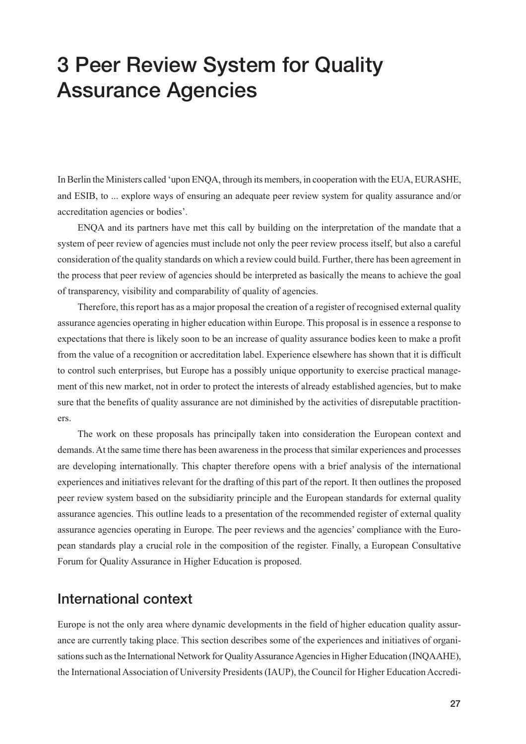# 3 Peer Review System for Quality Assurance Agencies

In Berlin the Ministers called 'upon ENQA, through its members, in cooperation with the EUA, EURASHE, and ESIB, to ... explore ways of ensuring an adequate peer review system for quality assurance and/or accreditation agencies or bodies'.

ENQA and its partners have met this call by building on the interpretation of the mandate that a system of peer review of agencies must include not only the peer review process itself, but also a careful consideration of the quality standards on which a review could build. Further, there has been agreement in the process that peer review of agencies should be interpreted as basically the means to achieve the goal of transparency, visibility and comparability of quality of agencies.

Therefore, this report has as a major proposal the creation of a register of recognised external quality assurance agencies operating in higher education within Europe. This proposal is in essence a response to expectations that there is likely soon to be an increase of quality assurance bodies keen to make a profit from the value of a recognition or accreditation label. Experience elsewhere has shown that it is difficult to control such enterprises, but Europe has a possibly unique opportunity to exercise practical management of this new market, not in order to protect the interests of already established agencies, but to make sure that the benefits of quality assurance are not diminished by the activities of disreputable practitioners.

The work on these proposals has principally taken into consideration the European context and demands. At the same time there has been awareness in the process that similar experiences and processes are developing internationally. This chapter therefore opens with a brief analysis of the international experiences and initiatives relevant for the drafting of this part of the report. It then outlines the proposed peer review system based on the subsidiarity principle and the European standards for external quality assurance agencies. This outline leads to a presentation of the recommended register of external quality assurance agencies operating in Europe. The peer reviews and the agencies' compliance with the European standards play a crucial role in the composition of the register. Finally, a European Consultative Forum for Quality Assurance in Higher Education is proposed.

## International context

Europe is not the only area where dynamic developments in the field of higher education quality assurance are currently taking place. This section describes some of the experiences and initiatives of organisations such as the International Network for Quality Assurance Agencies in Higher Education (INQAAHE), the International Association of University Presidents (IAUP), the Council for Higher Education Accredi-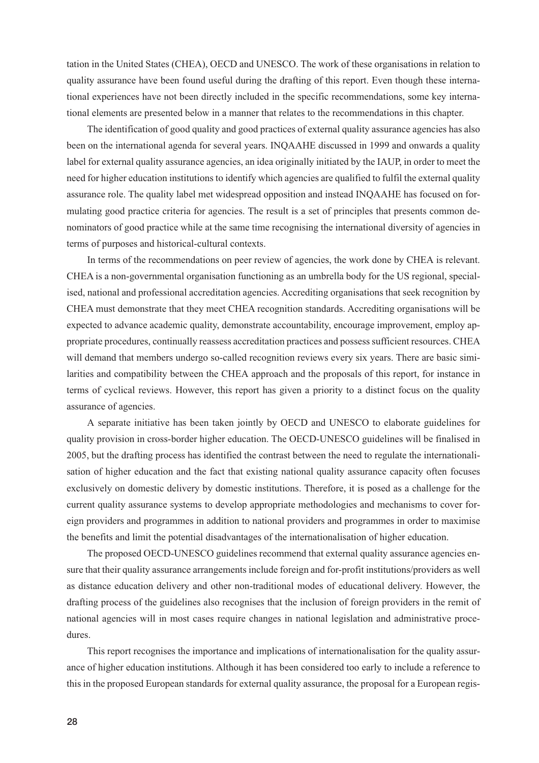tation in the United States (CHEA), OECD and UNESCO. The work of these organisations in relation to quality assurance have been found useful during the drafting of this report. Even though these international experiences have not been directly included in the specific recommendations, some key international elements are presented below in a manner that relates to the recommendations in this chapter.

The identification of good quality and good practices of external quality assurance agencies has also been on the international agenda for several years. INQAAHE discussed in 1999 and onwards a quality label for external quality assurance agencies, an idea originally initiated by the IAUP, in order to meet the need for higher education institutions to identify which agencies are qualified to fulfil the external quality assurance role. The quality label met widespread opposition and instead INQAAHE has focused on formulating good practice criteria for agencies. The result is a set of principles that presents common denominators of good practice while at the same time recognising the international diversity of agencies in terms of purposes and historical-cultural contexts.

In terms of the recommendations on peer review of agencies, the work done by CHEA is relevant. CHEA is a non-governmental organisation functioning as an umbrella body for the US regional, specialised, national and professional accreditation agencies. Accrediting organisations that seek recognition by CHEA must demonstrate that they meet CHEA recognition standards. Accrediting organisations will be expected to advance academic quality, demonstrate accountability, encourage improvement, employ appropriate procedures, continually reassess accreditation practices and possess sufficient resources. CHEA will demand that members undergo so-called recognition reviews every six years. There are basic similarities and compatibility between the CHEA approach and the proposals of this report, for instance in terms of cyclical reviews. However, this report has given a priority to a distinct focus on the quality assurance of agencies.

A separate initiative has been taken jointly by OECD and UNESCO to elaborate guidelines for quality provision in cross-border higher education. The OECD-UNESCO guidelines will be finalised in 2005, but the drafting process has identified the contrast between the need to regulate the internationalisation of higher education and the fact that existing national quality assurance capacity often focuses exclusively on domestic delivery by domestic institutions. Therefore, it is posed as a challenge for the current quality assurance systems to develop appropriate methodologies and mechanisms to cover foreign providers and programmes in addition to national providers and programmes in order to maximise the benefits and limit the potential disadvantages of the internationalisation of higher education.

The proposed OECD-UNESCO guidelines recommend that external quality assurance agencies ensure that their quality assurance arrangements include foreign and for-profit institutions/providers as well as distance education delivery and other non-traditional modes of educational delivery. However, the drafting process of the guidelines also recognises that the inclusion of foreign providers in the remit of national agencies will in most cases require changes in national legislation and administrative procedures.

This report recognises the importance and implications of internationalisation for the quality assurance of higher education institutions. Although it has been considered too early to include a reference to this in the proposed European standards for external quality assurance, the proposal for a European regis-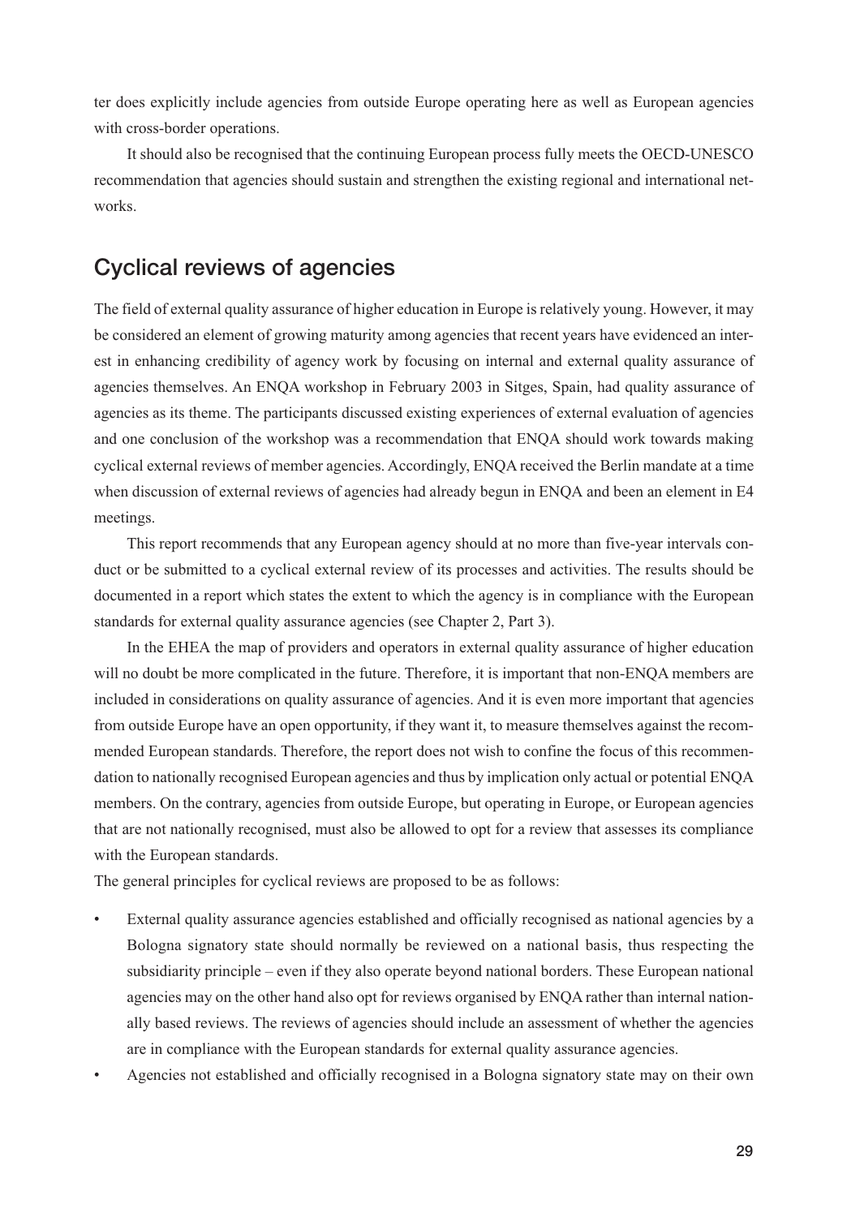ter does explicitly include agencies from outside Europe operating here as well as European agencies with cross-border operations.

It should also be recognised that the continuing European process fully meets the OECD-UNESCO recommendation that agencies should sustain and strengthen the existing regional and international networks.

## Cyclical reviews of agencies

The field of external quality assurance of higher education in Europe is relatively young. However, it may be considered an element of growing maturity among agencies that recent years have evidenced an interest in enhancing credibility of agency work by focusing on internal and external quality assurance of agencies themselves. An ENQA workshop in February 2003 in Sitges, Spain, had quality assurance of agencies as its theme. The participants discussed existing experiences of external evaluation of agencies and one conclusion of the workshop was a recommendation that ENQA should work towards making cyclical external reviews of member agencies. Accordingly, ENQA received the Berlin mandate at a time when discussion of external reviews of agencies had already begun in ENQA and been an element in E4 meetings.

This report recommends that any European agency should at no more than five-year intervals conduct or be submitted to a cyclical external review of its processes and activities. The results should be documented in a report which states the extent to which the agency is in compliance with the European standards for external quality assurance agencies (see Chapter 2, Part 3).

In the EHEA the map of providers and operators in external quality assurance of higher education will no doubt be more complicated in the future. Therefore, it is important that non-ENQA members are included in considerations on quality assurance of agencies. And it is even more important that agencies from outside Europe have an open opportunity, if they want it, to measure themselves against the recommended European standards. Therefore, the report does not wish to confine the focus of this recommendation to nationally recognised European agencies and thus by implication only actual or potential ENQA members. On the contrary, agencies from outside Europe, but operating in Europe, or European agencies that are not nationally recognised, must also be allowed to opt for a review that assesses its compliance with the European standards.

The general principles for cyclical reviews are proposed to be as follows:

- External quality assurance agencies established and officially recognised as national agencies by a Bologna signatory state should normally be reviewed on a national basis, thus respecting the subsidiarity principle – even if they also operate beyond national borders. These European national agencies may on the other hand also opt for reviews organised by ENQA rather than internal nationally based reviews. The reviews of agencies should include an assessment of whether the agencies are in compliance with the European standards for external quality assurance agencies.
- Agencies not established and officially recognised in a Bologna signatory state may on their own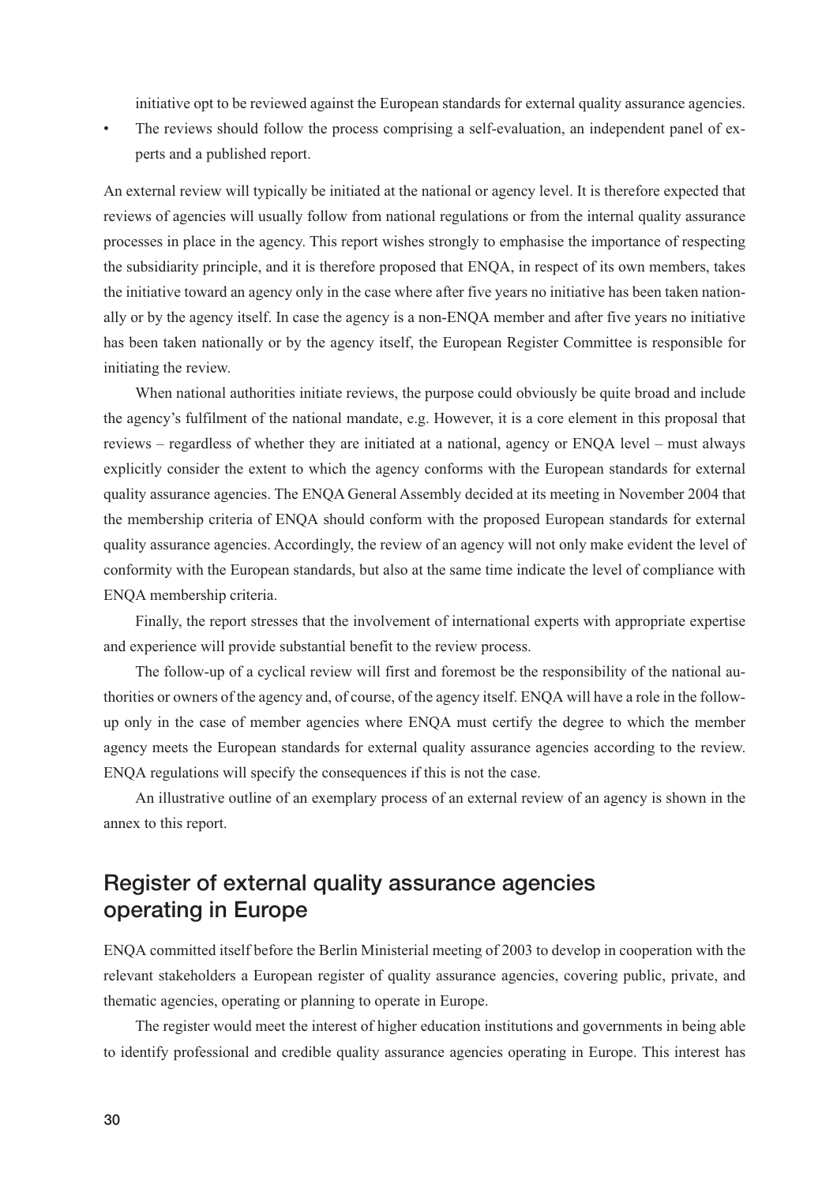initiative opt to be reviewed against the European standards for external quality assurance agencies.

- The reviews should follow the process comprising a self-evaluation, an independent panel of experts and a published report.

An external review will typically be initiated at the national or agency level. It is therefore expected that reviews of agencies will usually follow from national regulations or from the internal quality assurance processes in place in the agency. This report wishes strongly to emphasise the importance of respecting the subsidiarity principle, and it is therefore proposed that ENQA, in respect of its own members, takes the initiative toward an agency only in the case where after five years no initiative has been taken nationally or by the agency itself. In case the agency is a non-ENQA member and after five years no initiative has been taken nationally or by the agency itself, the European Register Committee is responsible for initiating the review.

When national authorities initiate reviews, the purpose could obviously be quite broad and include the agency's fulfilment of the national mandate, e.g. However, it is a core element in this proposal that reviews – regardless of whether they are initiated at a national, agency or ENQA level – must always explicitly consider the extent to which the agency conforms with the European standards for external quality assurance agencies. The ENQA General Assembly decided at its meeting in November 2004 that the membership criteria of ENQA should conform with the proposed European standards for external quality assurance agencies. Accordingly, the review of an agency will not only make evident the level of conformity with the European standards, but also at the same time indicate the level of compliance with ENQA membership criteria.

Finally, the report stresses that the involvement of international experts with appropriate expertise and experience will provide substantial benefit to the review process.

The follow-up of a cyclical review will first and foremost be the responsibility of the national authorities or owners of the agency and, of course, of the agency itself. ENQA will have a role in the follow-up only in the case of member agencies where ENQA must certify the degree to which the member agency meets the European standards for external quality assurance agencies according to the review. ENQA regulations will specify the consequences if this is not the case.

An illustrative outline of an exemplary process of an external review of an agency is shown in the annex to this report.

## Register of external quality assurance agencies operating in Europe

ENQA committed itself before the Berlin Ministerial meeting of 2003 to develop in cooperation with the relevant stakeholders a European register of quality assurance agencies, covering public, private, and thematic agencies, operating or planning to operate in Europe.

The register would meet the interest of higher education institutions and governments in being able to identify professional and credible quality assurance agencies operating in Europe. This interest has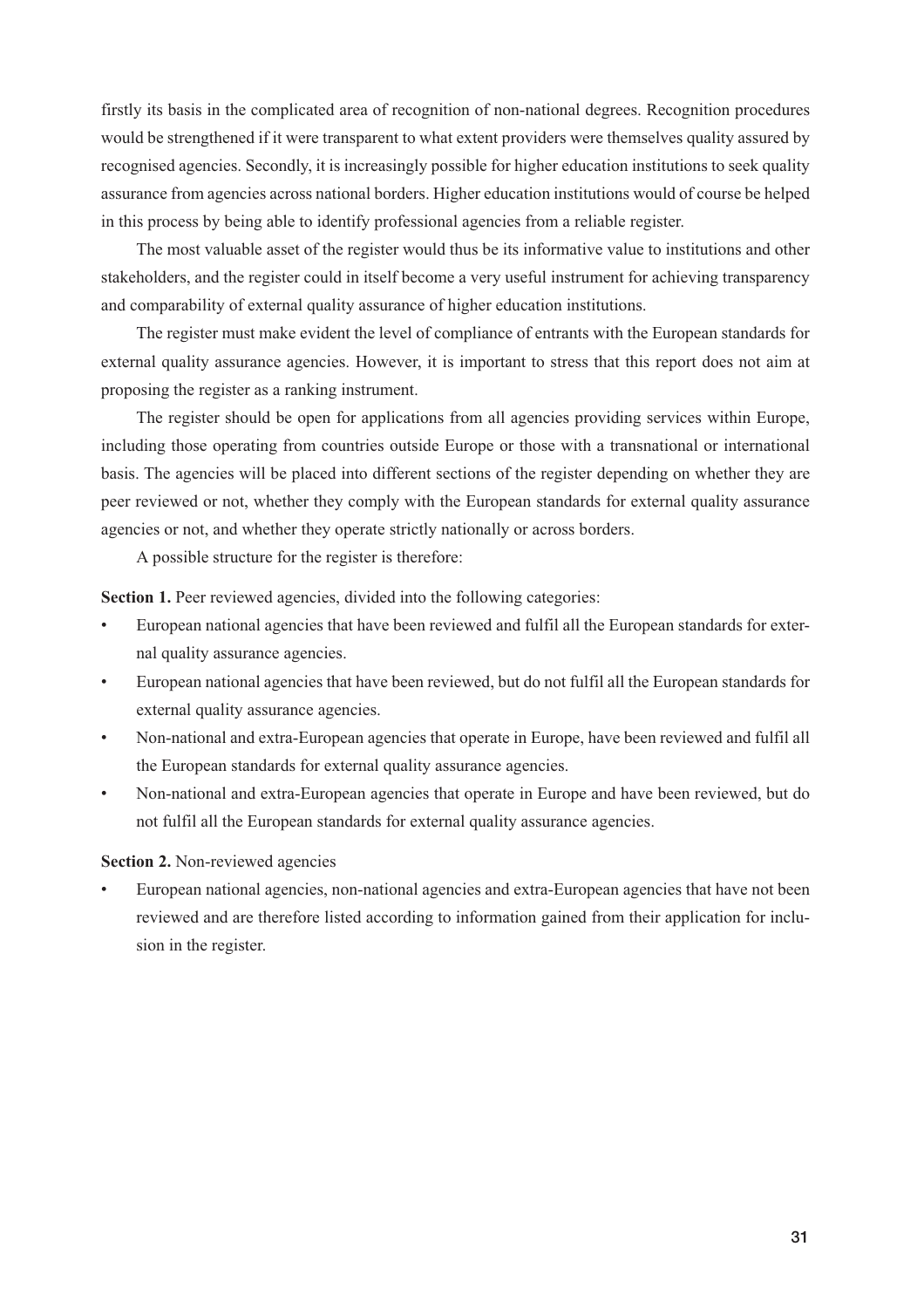firstly its basis in the complicated area of recognition of non-national degrees. Recognition procedures would be strengthened if it were transparent to what extent providers were themselves quality assured by recognised agencies. Secondly, it is increasingly possible for higher education institutions to seek quality assurance from agencies across national borders. Higher education institutions would of course be helped in this process by being able to identify professional agencies from a reliable register.

The most valuable asset of the register would thus be its informative value to institutions and other stakeholders, and the register could in itself become a very useful instrument for achieving transparency and comparability of external quality assurance of higher education institutions.

The register must make evident the level of compliance of entrants with the European standards for external quality assurance agencies. However, it is important to stress that this report does not aim at proposing the register as a ranking instrument.

The register should be open for applications from all agencies providing services within Europe, including those operating from countries outside Europe or those with a transnational or international basis. The agencies will be placed into different sections of the register depending on whether they are peer reviewed or not, whether they comply with the European standards for external quality assurance agencies or not, and whether they operate strictly nationally or across borders.

A possible structure for the register is therefore:

**Section 1.** Peer reviewed agencies, divided into the following categories:

- European national agencies that have been reviewed and fulfil all the European standards for external quality assurance agencies.
- European national agencies that have been reviewed, but do not fulfil all the European standards for external quality assurance agencies.
- Non-national and extra-European agencies that operate in Europe, have been reviewed and fulfil all the European standards for external quality assurance agencies.
- Non-national and extra-European agencies that operate in Europe and have been reviewed, but do not fulfil all the European standards for external quality assurance agencies.

**Section 2.** Non-reviewed agencies

- European national agencies, non-national agencies and extra-European agencies that have not been reviewed and are therefore listed according to information gained from their application for inclusion in the register.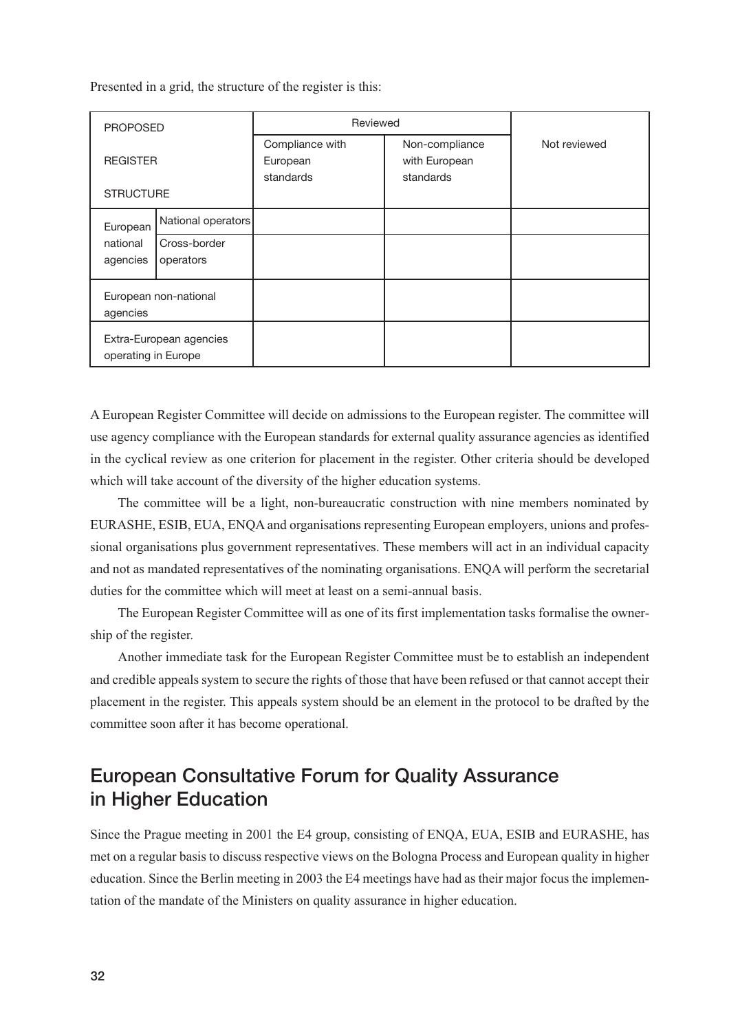Presented in a grid, the structure of the register is this:

| PROPOSED REGISTER STRUCTURE | | Reviewed | | Not reviewed |
|---|---|---|---|---|
| | | Compliance with European standards | Non-compliance with European standards | |
| European national agencies | National operators | | | |
| | Cross-border operators | | | |
| European non-national agencies | | | | |
| Extra-European agencies operating in Europe | | | | |

A European Register Committee will decide on admissions to the European register. The committee will use agency compliance with the European standards for external quality assurance agencies as identified in the cyclical review as one criterion for placement in the register. Other criteria should be developed which will take account of the diversity of the higher education systems.

The committee will be a light, non-bureaucratic construction with nine members nominated by EURASHE, ESIB, EUA, ENQA and organisations representing European employers, unions and professional organisations plus government representatives. These members will act in an individual capacity and not as mandated representatives of the nominating organisations. ENQA will perform the secretarial duties for the committee which will meet at least on a semi-annual basis.

The European Register Committee will as one of its first implementation tasks formalise the ownership of the register.

Another immediate task for the European Register Committee must be to establish an independent and credible appeals system to secure the rights of those that have been refused or that cannot accept their placement in the register. This appeals system should be an element in the protocol to be drafted by the committee soon after it has become operational.

## European Consultative Forum for Quality Assurance in Higher Education

Since the Prague meeting in 2001 the E4 group, consisting of ENQA, EUA, ESIB and EURASHE, has met on a regular basis to discuss respective views on the Bologna Process and European quality in higher education. Since the Berlin meeting in 2003 the E4 meetings have had as their major focus the implementation of the mandate of the Ministers on quality assurance in higher education.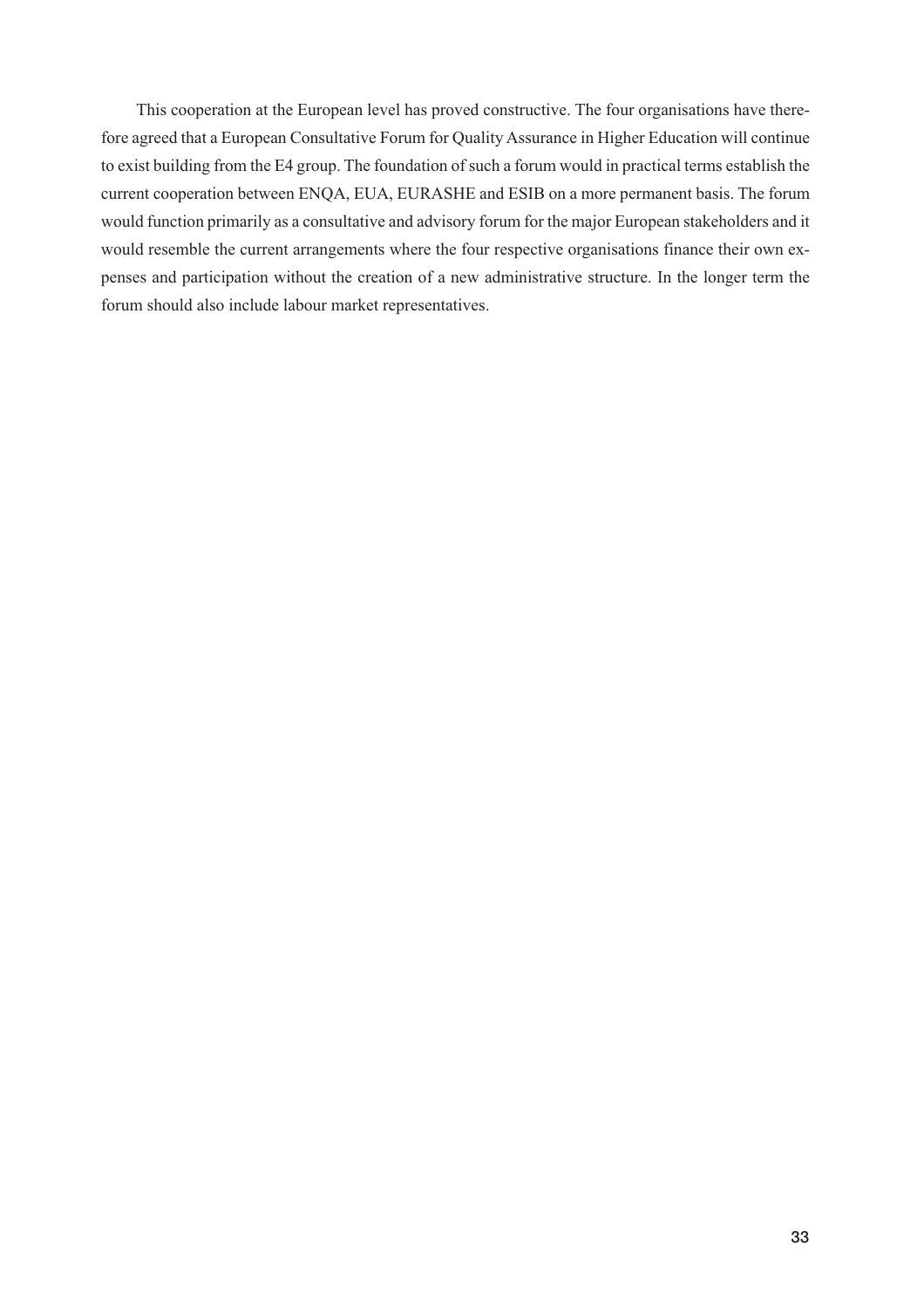This cooperation at the European level has proved constructive. The four organisations have therefore agreed that a European Consultative Forum for Quality Assurance in Higher Education will continue to exist building from the E4 group. The foundation of such a forum would in practical terms establish the current cooperation between ENQA, EUA, EURASHE and ESIB on a more permanent basis. The forum would function primarily as a consultative and advisory forum for the major European stakeholders and it would resemble the current arrangements where the four respective organisations finance their own expenses and participation without the creation of a new administrative structure. In the longer term the forum should also include labour market representatives.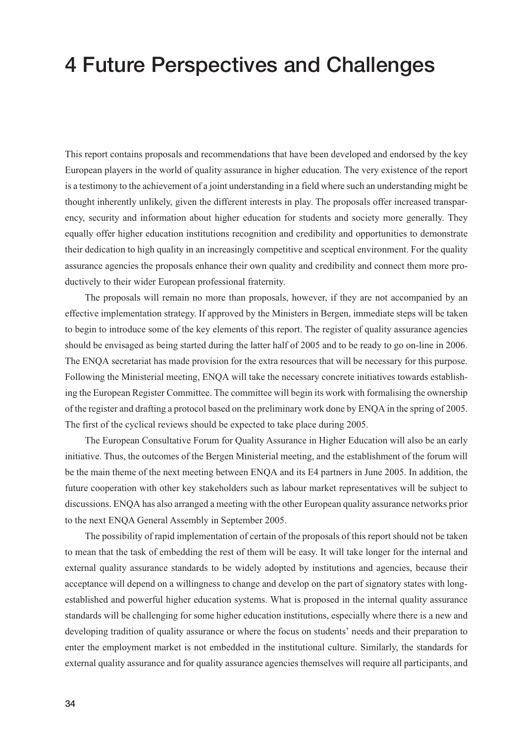# 4 Future Perspectives and Challenges

This report contains proposals and recommendations that have been developed and endorsed by the key European players in the world of quality assurance in higher education. The very existence of the report is a testimony to the achievement of a joint understanding in a field where such an understanding might be thought inherently unlikely, given the different interests in play. The proposals offer increased transparency, security and information about higher education for students and society more generally. They equally offer higher education institutions recognition and credibility and opportunities to demonstrate their dedication to high quality in an increasingly competitive and sceptical environment. For the quality assurance agencies the proposals enhance their own quality and credibility and connect them more productively to their wider European professional fraternity.

The proposals will remain no more than proposals, however, if they are not accompanied by an effective implementation strategy. If approved by the Ministers in Bergen, immediate steps will be taken to begin to introduce some of the key elements of this report. The register of quality assurance agencies should be envisaged as being started during the latter half of 2005 and to be ready to go on-line in 2006. The ENQA secretariat has made provision for the extra resources that will be necessary for this purpose. Following the Ministerial meeting, ENQA will take the necessary concrete initiatives towards establishing the European Register Committee. The committee will begin its work with formalising the ownership of the register and drafting a protocol based on the preliminary work done by ENQA in the spring of 2005. The first of the cyclical reviews should be expected to take place during 2005.

The European Consultative Forum for Quality Assurance in Higher Education will also be an early initiative. Thus, the outcomes of the Bergen Ministerial meeting, and the establishment of the forum will be the main theme of the next meeting between ENQA and its E4 partners in June 2005. In addition, the future cooperation with other key stakeholders such as labour market representatives will be subject to discussions. ENQA has also arranged a meeting with the other European quality assurance networks prior to the next ENQA General Assembly in September 2005.

The possibility of rapid implementation of certain of the proposals of this report should not be taken to mean that the task of embedding the rest of them will be easy. It will take longer for the internal and external quality assurance standards to be widely adopted by institutions and agencies, because their acceptance will depend on a willingness to change and develop on the part of signatory states with long-established and powerful higher education systems. What is proposed in the internal quality assurance standards will be challenging for some higher education institutions, especially where there is a new and developing tradition of quality assurance or where the focus on students' needs and their preparation to enter the employment market is not embedded in the institutional culture. Similarly, the standards for external quality assurance and for quality assurance agencies themselves will require all participants, and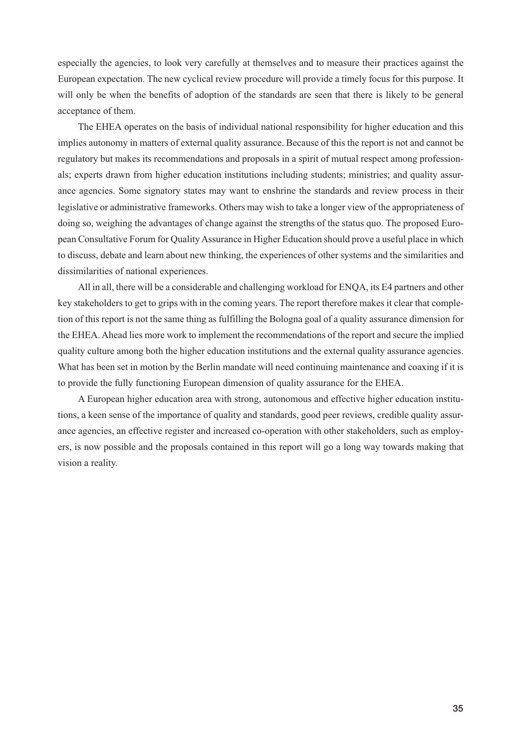especially the agencies, to look very carefully at themselves and to measure their practices against the European expectation. The new cyclical review procedure will provide a timely focus for this purpose. It will only be when the benefits of adoption of the standards are seen that there is likely to be general acceptance of them.

The EHEA operates on the basis of individual national responsibility for higher education and this implies autonomy in matters of external quality assurance. Because of this the report is not and cannot be regulatory but makes its recommendations and proposals in a spirit of mutual respect among professionals; experts drawn from higher education institutions including students; ministries; and quality assurance agencies. Some signatory states may want to enshrine the standards and review process in their legislative or administrative frameworks. Others may wish to take a longer view of the appropriateness of doing so, weighing the advantages of change against the strengths of the status quo. The proposed European Consultative Forum for Quality Assurance in Higher Education should prove a useful place in which to discuss, debate and learn about new thinking, the experiences of other systems and the similarities and dissimilarities of national experiences.

All in all, there will be a considerable and challenging workload for ENQA, its E4 partners and other key stakeholders to get to grips with in the coming years. The report therefore makes it clear that completion of this report is not the same thing as fulfilling the Bologna goal of a quality assurance dimension for the EHEA. Ahead lies more work to implement the recommendations of the report and secure the implied quality culture among both the higher education institutions and the external quality assurance agencies. What has been set in motion by the Berlin mandate will need continuing maintenance and coaxing if it is to provide the fully functioning European dimension of quality assurance for the EHEA.

A European higher education area with strong, autonomous and effective higher education institutions, a keen sense of the importance of quality and standards, good peer reviews, credible quality assurance agencies, an effective register and increased co-operation with other stakeholders, such as employers, is now possible and the proposals contained in this report will go a long way towards making that vision a reality.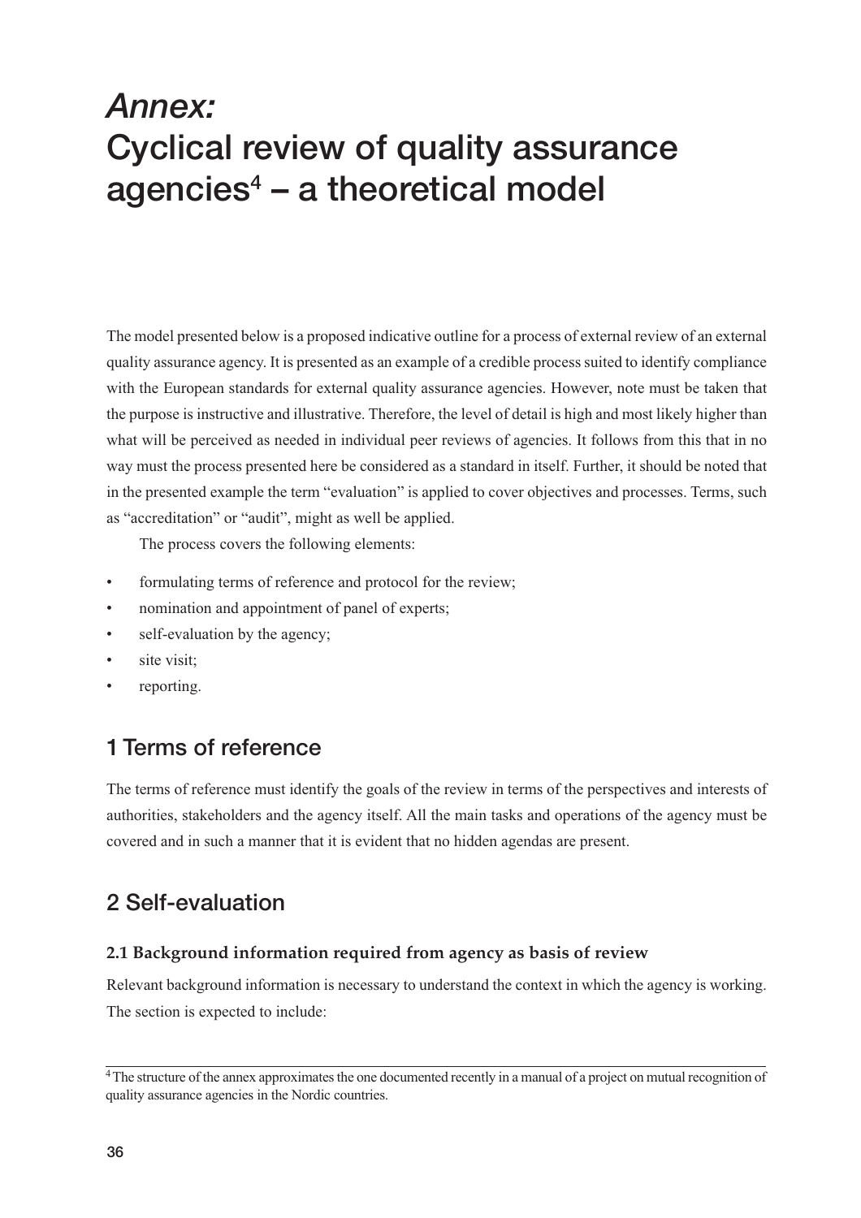# *Annex:* Cyclical review of quality assurance agencies[4] – a theoretical model

The model presented below is a proposed indicative outline for a process of external review of an external quality assurance agency. It is presented as an example of a credible process suited to identify compliance with the European standards for external quality assurance agencies. However, note must be taken that the purpose is instructive and illustrative. Therefore, the level of detail is high and most likely higher than what will be perceived as needed in individual peer reviews of agencies. It follows from this that in no way must the process presented here be considered as a standard in itself. Further, it should be noted that in the presented example the term "evaluation" is applied to cover objectives and processes. Terms, such as "accreditation" or "audit", might as well be applied.

The process covers the following elements:

- formulating terms of reference and protocol for the review;
- nomination and appointment of panel of experts;
- self-evaluation by the agency;
- site visit;
- reporting.

## 1 Terms of reference

The terms of reference must identify the goals of the review in terms of the perspectives and interests of authorities, stakeholders and the agency itself. All the main tasks and operations of the agency must be covered and in such a manner that it is evident that no hidden agendas are present.

## 2 Self-evaluation

### 2.1 Background information required from agency as basis of review

Relevant background information is necessary to understand the context in which the agency is working. The section is expected to include:

[4] The structure of the annex approximates the one documented recently in a manual of a project on mutual recognition of quality assurance agencies in the Nordic countries.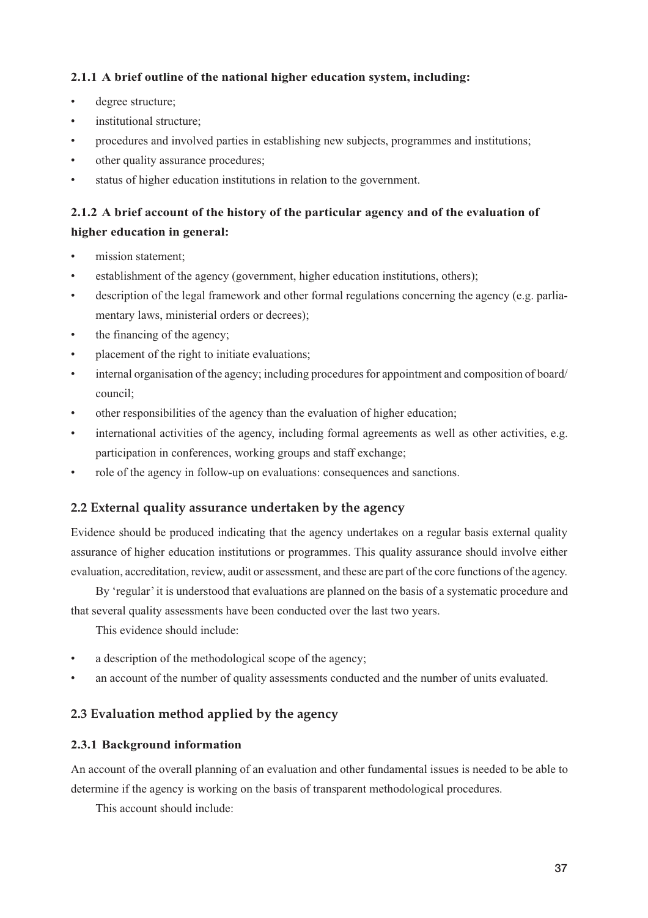#### 2.1.1 A brief outline of the national higher education system, including:

- degree structure;
- institutional structure;
- procedures and involved parties in establishing new subjects, programmes and institutions;
- other quality assurance procedures;
- status of higher education institutions in relation to the government.

#### 2.1.2 A brief account of the history of the particular agency and of the evaluation of higher education in general:

- mission statement;
- establishment of the agency (government, higher education institutions, others);
- description of the legal framework and other formal regulations concerning the agency (e.g. parliamentary laws, ministerial orders or decrees);
- the financing of the agency;
- placement of the right to initiate evaluations;
- internal organisation of the agency; including procedures for appointment and composition of board/council;
- other responsibilities of the agency than the evaluation of higher education;
- international activities of the agency, including formal agreements as well as other activities, e.g. participation in conferences, working groups and staff exchange;
- role of the agency in follow-up on evaluations: consequences and sanctions.

### 2.2 External quality assurance undertaken by the agency

Evidence should be produced indicating that the agency undertakes on a regular basis external quality assurance of higher education institutions or programmes. This quality assurance should involve either evaluation, accreditation, review, audit or assessment, and these are part of the core functions of the agency.

By 'regular' it is understood that evaluations are planned on the basis of a systematic procedure and that several quality assessments have been conducted over the last two years.

This evidence should include:

- a description of the methodological scope of the agency;
- an account of the number of quality assessments conducted and the number of units evaluated.

### 2.3 Evaluation method applied by the agency

#### 2.3.1 Background information

An account of the overall planning of an evaluation and other fundamental issues is needed to be able to determine if the agency is working on the basis of transparent methodological procedures.

This account should include: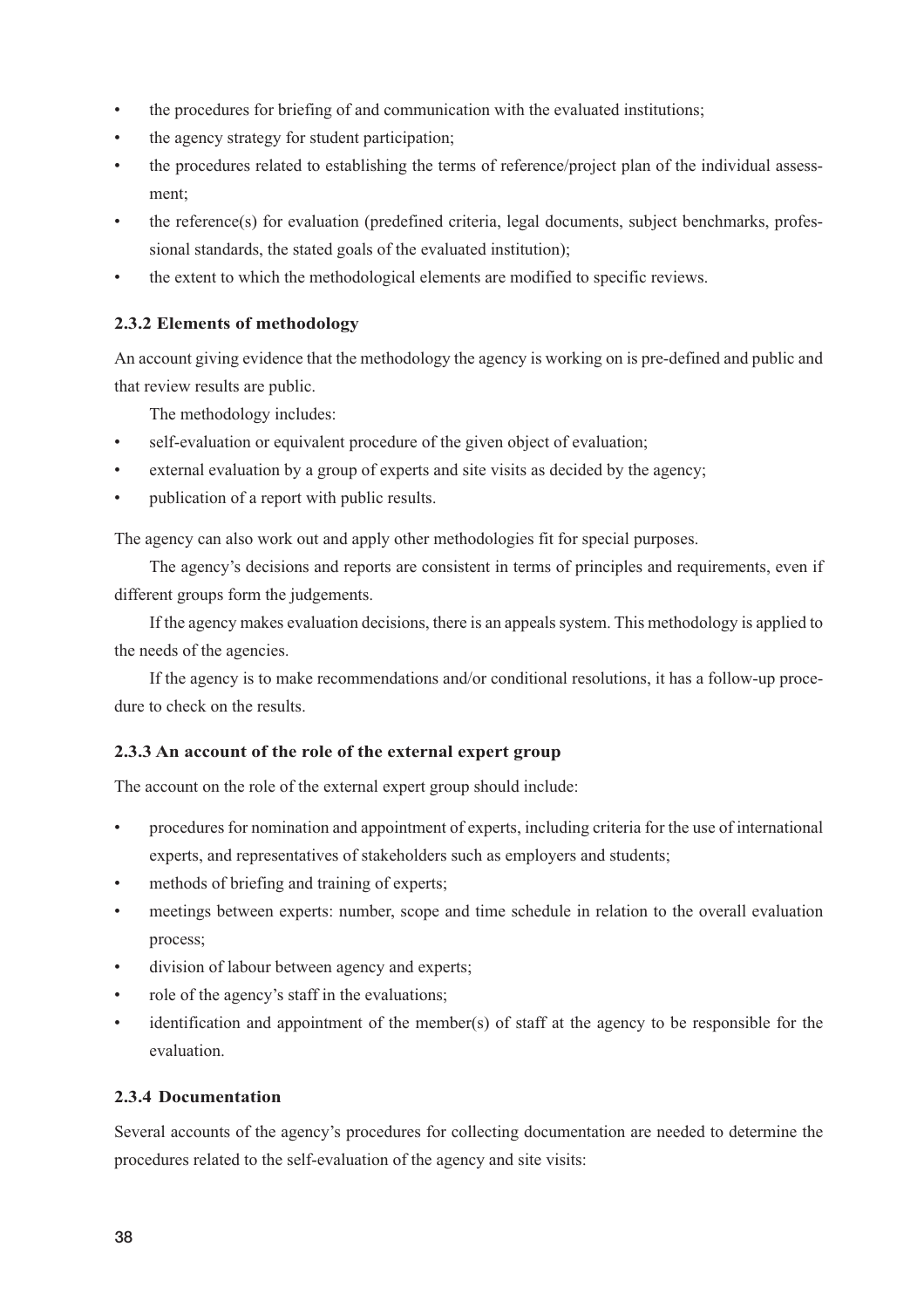- the procedures for briefing of and communication with the evaluated institutions;
- the agency strategy for student participation;
- the procedures related to establishing the terms of reference/project plan of the individual assessment;
- the reference(s) for evaluation (predefined criteria, legal documents, subject benchmarks, professional standards, the stated goals of the evaluated institution);
- the extent to which the methodological elements are modified to specific reviews.

### 2.3.2 Elements of methodology

An account giving evidence that the methodology the agency is working on is pre-defined and public and that review results are public.

The methodology includes:

- self-evaluation or equivalent procedure of the given object of evaluation;
- external evaluation by a group of experts and site visits as decided by the agency;
- publication of a report with public results.

The agency can also work out and apply other methodologies fit for special purposes.

The agency's decisions and reports are consistent in terms of principles and requirements, even if different groups form the judgements.

If the agency makes evaluation decisions, there is an appeals system. This methodology is applied to the needs of the agencies.

If the agency is to make recommendations and/or conditional resolutions, it has a follow-up procedure to check on the results.

### 2.3.3 An account of the role of the external expert group

The account on the role of the external expert group should include:

- procedures for nomination and appointment of experts, including criteria for the use of international experts, and representatives of stakeholders such as employers and students;
- methods of briefing and training of experts;
- meetings between experts: number, scope and time schedule in relation to the overall evaluation process;
- division of labour between agency and experts;
- role of the agency's staff in the evaluations;
- identification and appointment of the member(s) of staff at the agency to be responsible for the evaluation.

### 2.3.4 Documentation

Several accounts of the agency's procedures for collecting documentation are needed to determine the procedures related to the self-evaluation of the agency and site visits: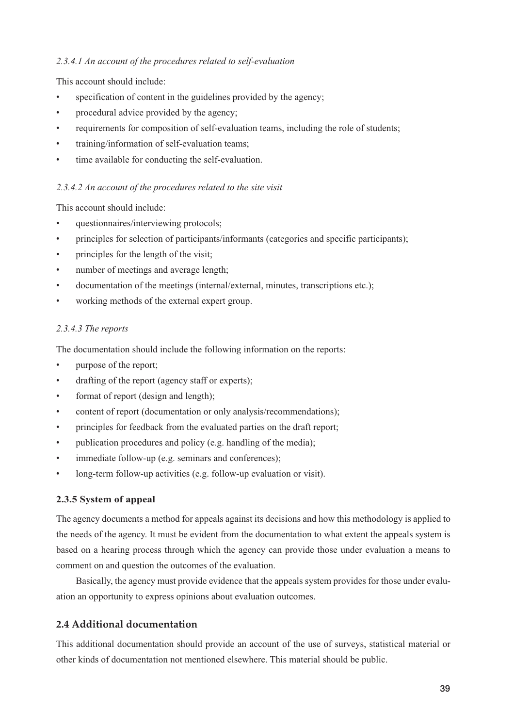#### *2.3.4.1 An account of the procedures related to self-evaluation*

This account should include:

- specification of content in the guidelines provided by the agency;
- procedural advice provided by the agency;
- requirements for composition of self-evaluation teams, including the role of students;
- training/information of self-evaluation teams;
- time available for conducting the self-evaluation.

#### *2.3.4.2 An account of the procedures related to the site visit*

This account should include:

- questionnaires/interviewing protocols;
- principles for selection of participants/informants (categories and specific participants);
- principles for the length of the visit;
- number of meetings and average length;
- documentation of the meetings (internal/external, minutes, transcriptions etc.);
- working methods of the external expert group.

#### *2.3.4.3 The reports*

The documentation should include the following information on the reports:

- purpose of the report;
- drafting of the report (agency staff or experts);
- format of report (design and length);
- content of report (documentation or only analysis/recommendations);
- principles for feedback from the evaluated parties on the draft report;
- publication procedures and policy (e.g. handling of the media);
- immediate follow-up (e.g. seminars and conferences);
- long-term follow-up activities (e.g. follow-up evaluation or visit).

### 2.3.5 System of appeal

The agency documents a method for appeals against its decisions and how this methodology is applied to the needs of the agency. It must be evident from the documentation to what extent the appeals system is based on a hearing process through which the agency can provide those under evaluation a means to comment on and question the outcomes of the evaluation.

Basically, the agency must provide evidence that the appeals system provides for those under evaluation an opportunity to express opinions about evaluation outcomes.

## 2.4 Additional documentation

This additional documentation should provide an account of the use of surveys, statistical material or other kinds of documentation not mentioned elsewhere. This material should be public.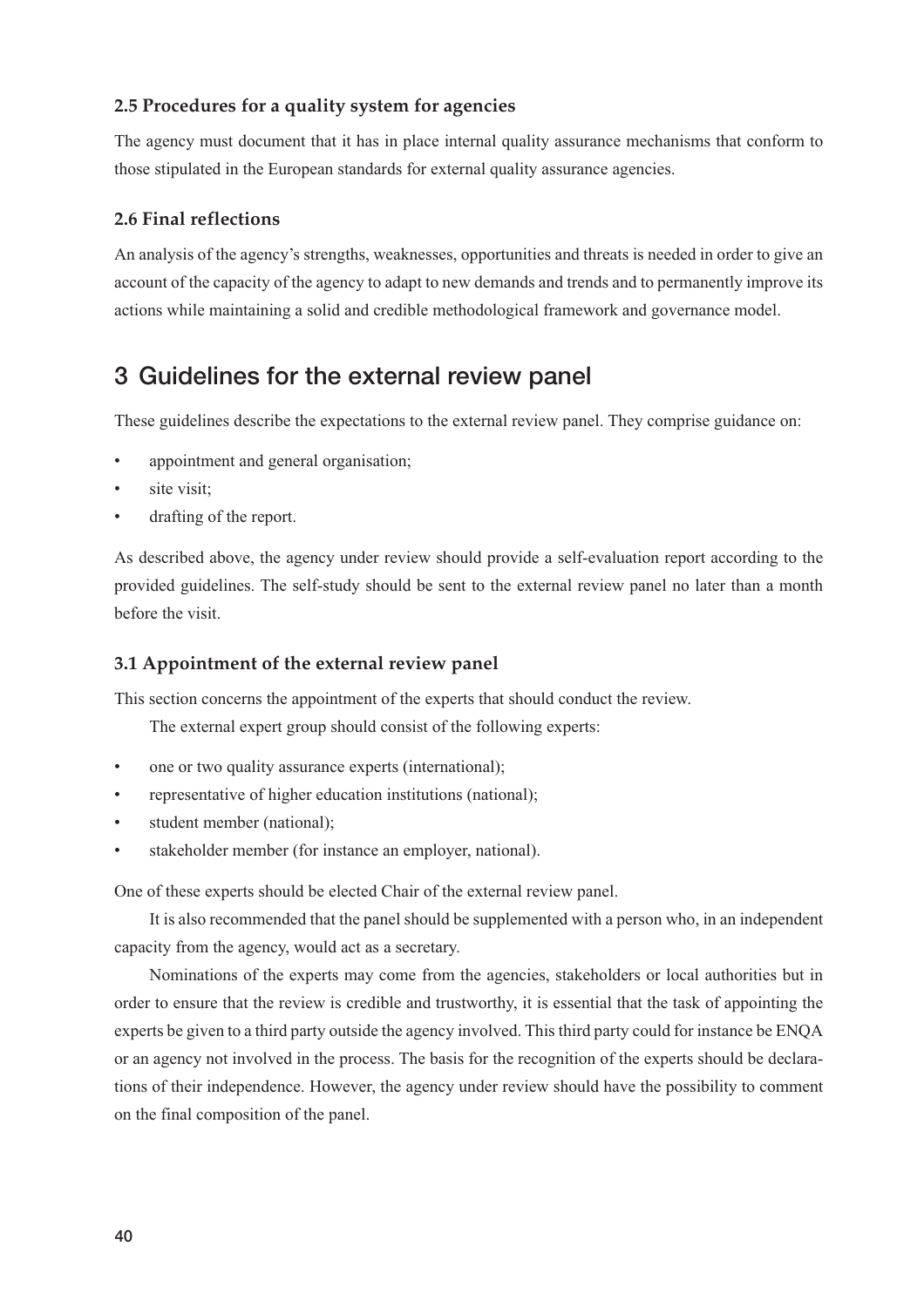### 2.5 Procedures for a quality system for agencies

The agency must document that it has in place internal quality assurance mechanisms that conform to those stipulated in the European standards for external quality assurance agencies.

### 2.6 Final reflections

An analysis of the agency's strengths, weaknesses, opportunities and threats is needed in order to give an account of the capacity of the agency to adapt to new demands and trends and to permanently improve its actions while maintaining a solid and credible methodological framework and governance model.

## 3 Guidelines for the external review panel

These guidelines describe the expectations to the external review panel. They comprise guidance on:

- appointment and general organisation;
- site visit;
- drafting of the report.

As described above, the agency under review should provide a self-evaluation report according to the provided guidelines. The self-study should be sent to the external review panel no later than a month before the visit.

### 3.1 Appointment of the external review panel

This section concerns the appointment of the experts that should conduct the review.

The external expert group should consist of the following experts:

- one or two quality assurance experts (international);
- representative of higher education institutions (national);
- student member (national);
- stakeholder member (for instance an employer, national).

One of these experts should be elected Chair of the external review panel.

It is also recommended that the panel should be supplemented with a person who, in an independent capacity from the agency, would act as a secretary.

Nominations of the experts may come from the agencies, stakeholders or local authorities but in order to ensure that the review is credible and trustworthy, it is essential that the task of appointing the experts be given to a third party outside the agency involved. This third party could for instance be ENQA or an agency not involved in the process. The basis for the recognition of the experts should be declarations of their independence. However, the agency under review should have the possibility to comment on the final composition of the panel.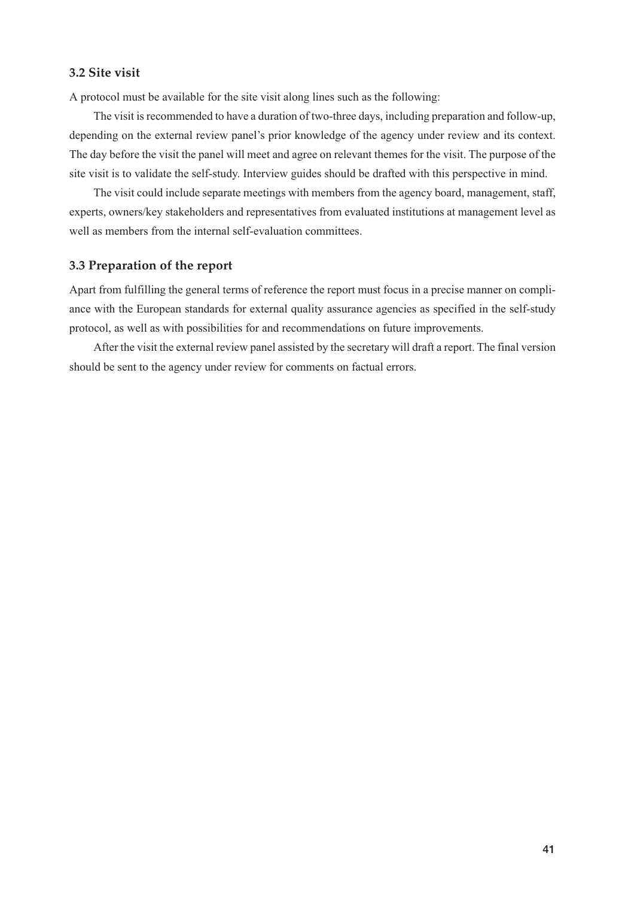### 3.2 Site visit

A protocol must be available for the site visit along lines such as the following:

The visit is recommended to have a duration of two-three days, including preparation and follow-up, depending on the external review panel's prior knowledge of the agency under review and its context. The day before the visit the panel will meet and agree on relevant themes for the visit. The purpose of the site visit is to validate the self-study. Interview guides should be drafted with this perspective in mind.

The visit could include separate meetings with members from the agency board, management, staff, experts, owners/key stakeholders and representatives from evaluated institutions at management level as well as members from the internal self-evaluation committees.

### 3.3 Preparation of the report

Apart from fulfilling the general terms of reference the report must focus in a precise manner on compliance with the European standards for external quality assurance agencies as specified in the self-study protocol, as well as with possibilities for and recommendations on future improvements.

After the visit the external review panel assisted by the secretary will draft a report. The final version should be sent to the agency under review for comments on factual errors.